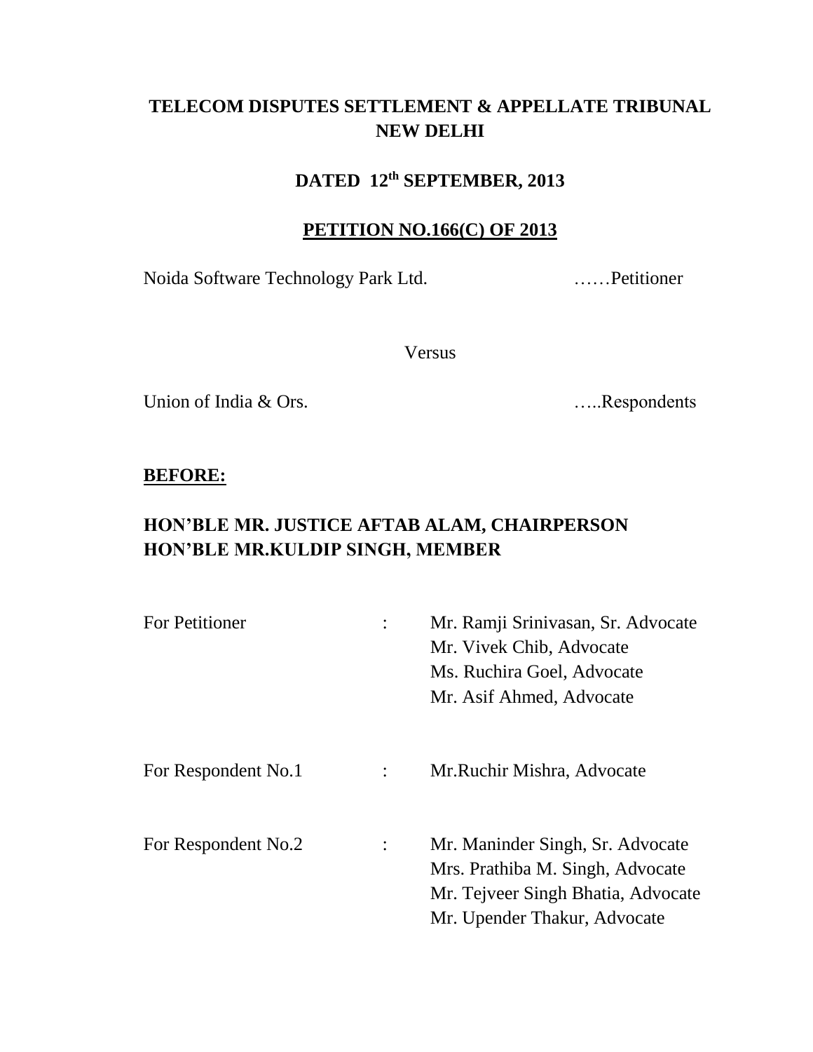# TELECOM DISPUTES SETTLEMENT & APPELLATE TRIBUNAL NEW DELHI

## DATED 12th SEPTEMBER, 2013

## PETITION NO.166(C) OF 2013

Noida Software Technology Park Ltd. ……Petitioner

Versus

Union of India & Ors. …..Respondents

**BEFORE:**

**HON'BLE MR. JUSTICE AFTAB ALAM, CHAIRPERSON**
**HON'BLE MR.KULDIP SINGH, MEMBER**

| | | |
|---|---|---|
| For Petitioner | : | Mr. Ramji Srinivasan, Sr. Advocate<br>Mr. Vivek Chib, Advocate<br>Ms. Ruchira Goel, Advocate<br>Mr. Asif Ahmed, Advocate |
| For Respondent No.1 | : | Mr.Ruchir Mishra, Advocate |
| For Respondent No.2 | : | Mr. Maninder Singh, Sr. Advocate<br>Mrs. Prathiba M. Singh, Advocate<br>Mr. Tejveer Singh Bhatia, Advocate<br>Mr. Upender Thakur, Advocate |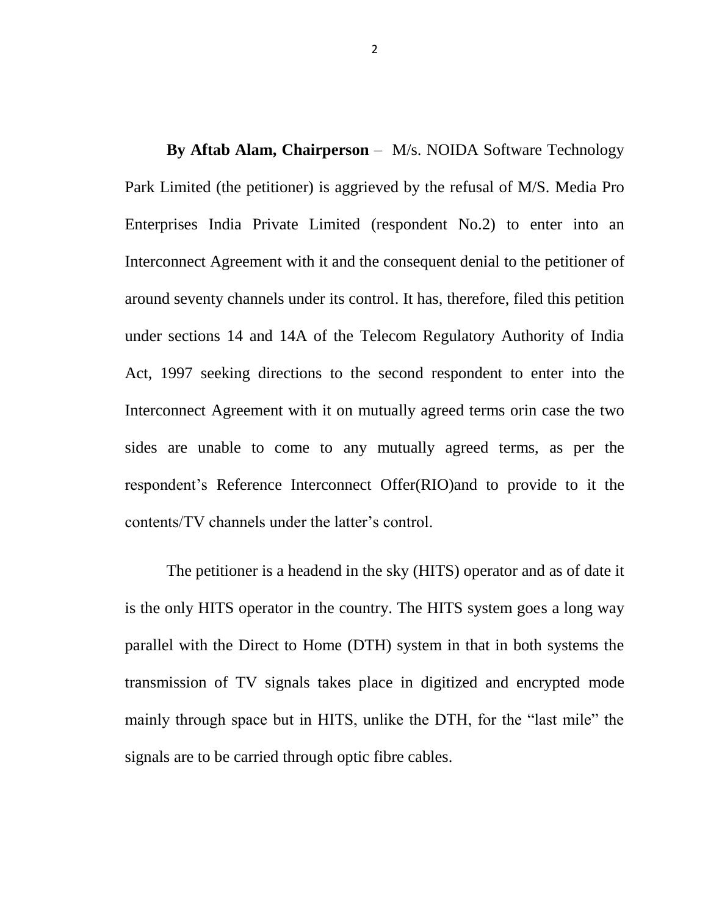**By Aftab Alam, Chairperson** – M/s. NOIDA Software Technology Park Limited (the petitioner) is aggrieved by the refusal of M/S. Media Pro Enterprises India Private Limited (respondent No.2) to enter into an Interconnect Agreement with it and the consequent denial to the petitioner of around seventy channels under its control. It has, therefore, filed this petition under sections 14 and 14A of the Telecom Regulatory Authority of India Act, 1997 seeking directions to the second respondent to enter into the Interconnect Agreement with it on mutually agreed terms orin case the two sides are unable to come to any mutually agreed terms, as per the respondent's Reference Interconnect Offer(RIO)and to provide to it the contents/TV channels under the latter's control.

The petitioner is a headend in the sky (HITS) operator and as of date it is the only HITS operator in the country. The HITS system goes a long way parallel with the Direct to Home (DTH) system in that in both systems the transmission of TV signals takes place in digitized and encrypted mode mainly through space but in HITS, unlike the DTH, for the "last mile" the signals are to be carried through optic fibre cables.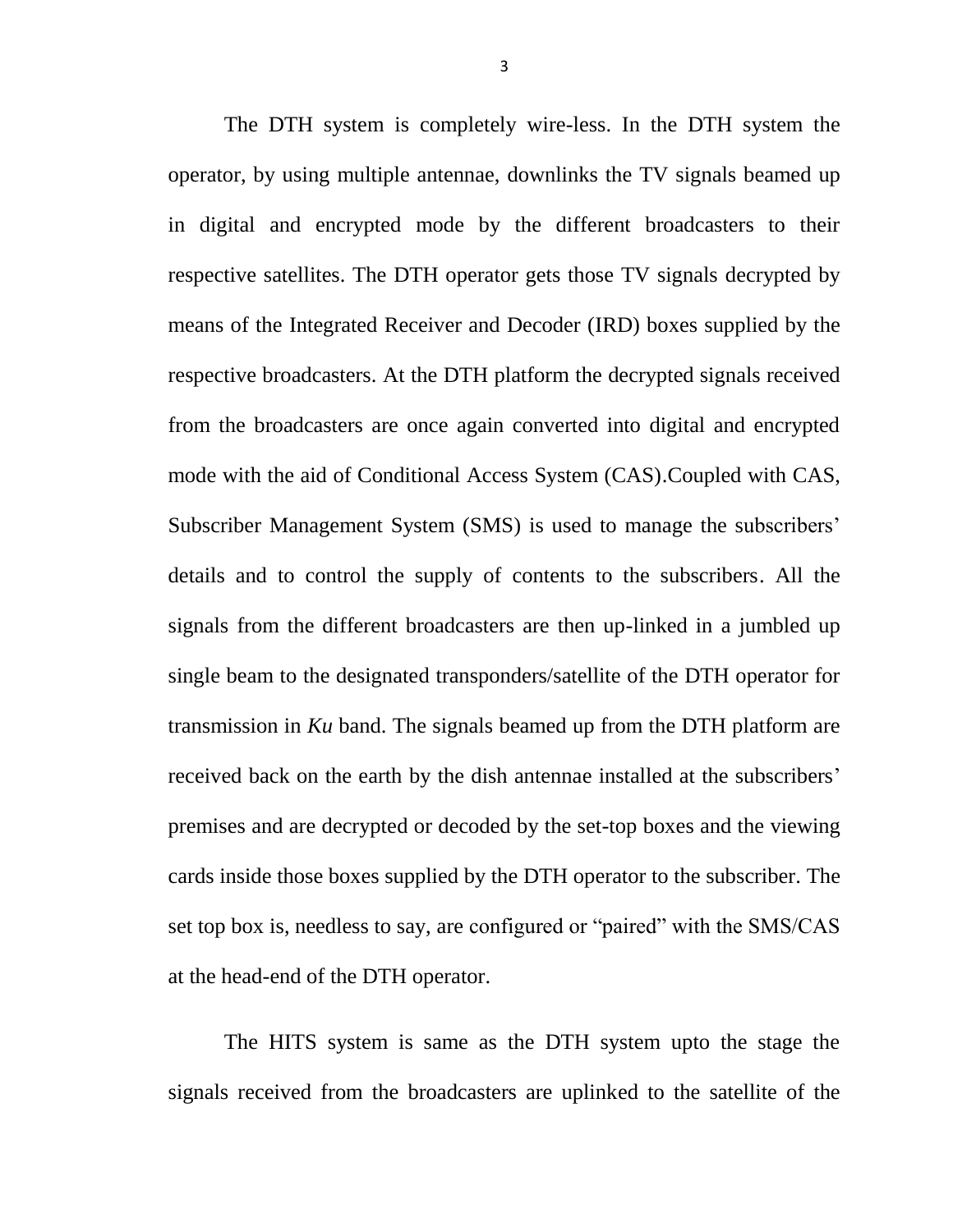The DTH system is completely wire-less. In the DTH system the operator, by using multiple antennae, downlinks the TV signals beamed up in digital and encrypted mode by the different broadcasters to their respective satellites. The DTH operator gets those TV signals decrypted by means of the Integrated Receiver and Decoder (IRD) boxes supplied by the respective broadcasters. At the DTH platform the decrypted signals received from the broadcasters are once again converted into digital and encrypted mode with the aid of Conditional Access System (CAS).Coupled with CAS, Subscriber Management System (SMS) is used to manage the subscribers' details and to control the supply of contents to the subscribers. All the signals from the different broadcasters are then up-linked in a jumbled up single beam to the designated transponders/satellite of the DTH operator for transmission in *Ku* band. The signals beamed up from the DTH platform are received back on the earth by the dish antennae installed at the subscribers' premises and are decrypted or decoded by the set-top boxes and the viewing cards inside those boxes supplied by the DTH operator to the subscriber. The set top box is, needless to say, are configured or "paired" with the SMS/CAS at the head-end of the DTH operator.

The HITS system is same as the DTH system upto the stage the signals received from the broadcasters are uplinked to the satellite of the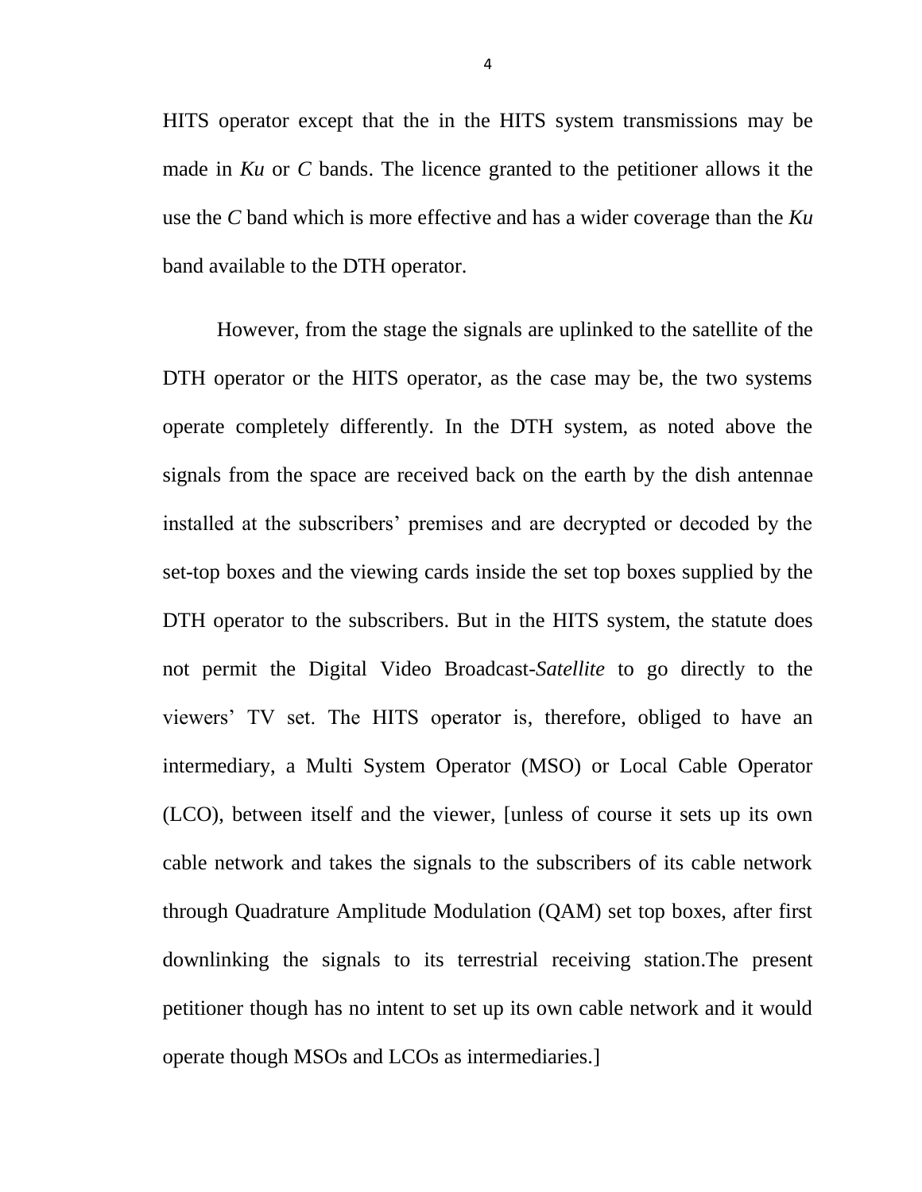HITS operator except that the in the HITS system transmissions may be made in *Ku* or *C* bands. The licence granted to the petitioner allows it the use the *C* band which is more effective and has a wider coverage than the *Ku* band available to the DTH operator.

However, from the stage the signals are uplinked to the satellite of the DTH operator or the HITS operator, as the case may be, the two systems operate completely differently. In the DTH system, as noted above the signals from the space are received back on the earth by the dish antennae installed at the subscribers' premises and are decrypted or decoded by the set-top boxes and the viewing cards inside the set top boxes supplied by the DTH operator to the subscribers. But in the HITS system, the statute does not permit the Digital Video Broadcast-*Satellite* to go directly to the viewers' TV set. The HITS operator is, therefore, obliged to have an intermediary, a Multi System Operator (MSO) or Local Cable Operator (LCO), between itself and the viewer, [unless of course it sets up its own cable network and takes the signals to the subscribers of its cable network through Quadrature Amplitude Modulation (QAM) set top boxes, after first downlinking the signals to its terrestrial receiving station.The present petitioner though has no intent to set up its own cable network and it would operate though MSOs and LCOs as intermediaries.]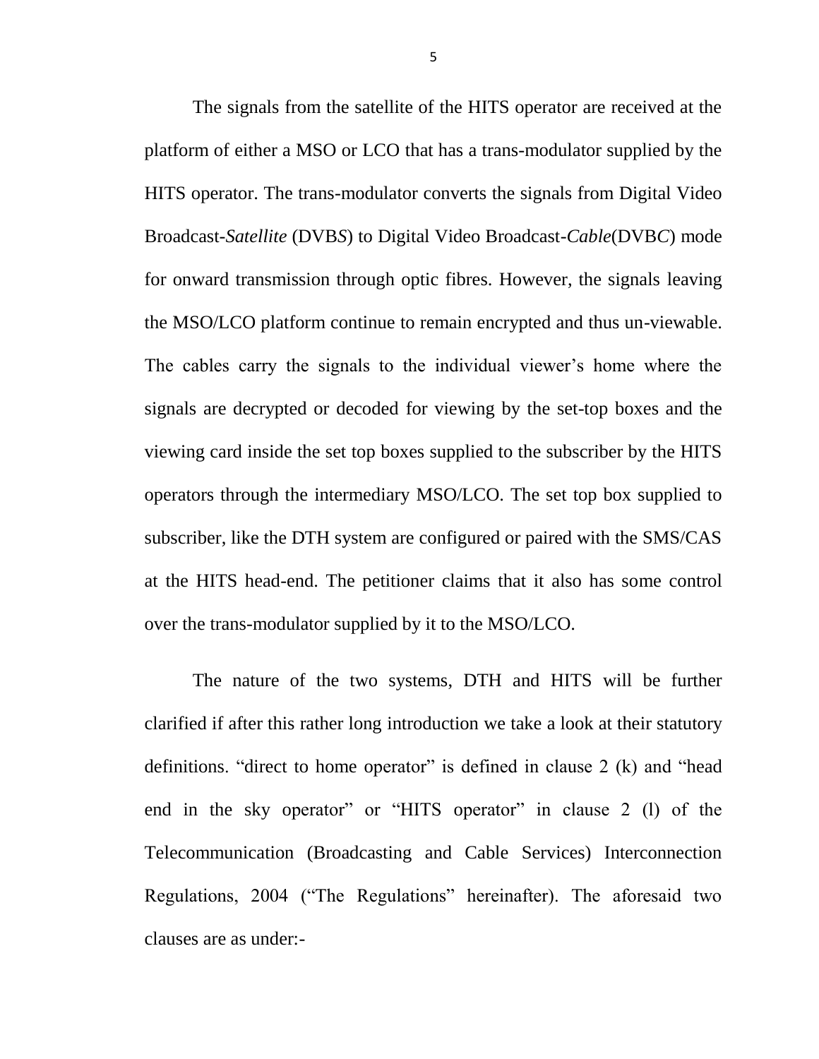The signals from the satellite of the HITS operator are received at the platform of either a MSO or LCO that has a trans-modulator supplied by the HITS operator. The trans-modulator converts the signals from Digital Video Broadcast-*Satellite* (DVB*S*) to Digital Video Broadcast-*Cable*(DVB*C*) mode for onward transmission through optic fibres. However, the signals leaving the MSO/LCO platform continue to remain encrypted and thus un-viewable. The cables carry the signals to the individual viewer's home where the signals are decrypted or decoded for viewing by the set-top boxes and the viewing card inside the set top boxes supplied to the subscriber by the HITS operators through the intermediary MSO/LCO. The set top box supplied to subscriber, like the DTH system are configured or paired with the SMS/CAS at the HITS head-end. The petitioner claims that it also has some control over the trans-modulator supplied by it to the MSO/LCO.

The nature of the two systems, DTH and HITS will be further clarified if after this rather long introduction we take a look at their statutory definitions. "direct to home operator" is defined in clause 2 (k) and "head end in the sky operator" or "HITS operator" in clause 2 (l) of the Telecommunication (Broadcasting and Cable Services) Interconnection Regulations, 2004 ("The Regulations" hereinafter). The aforesaid two clauses are as under:-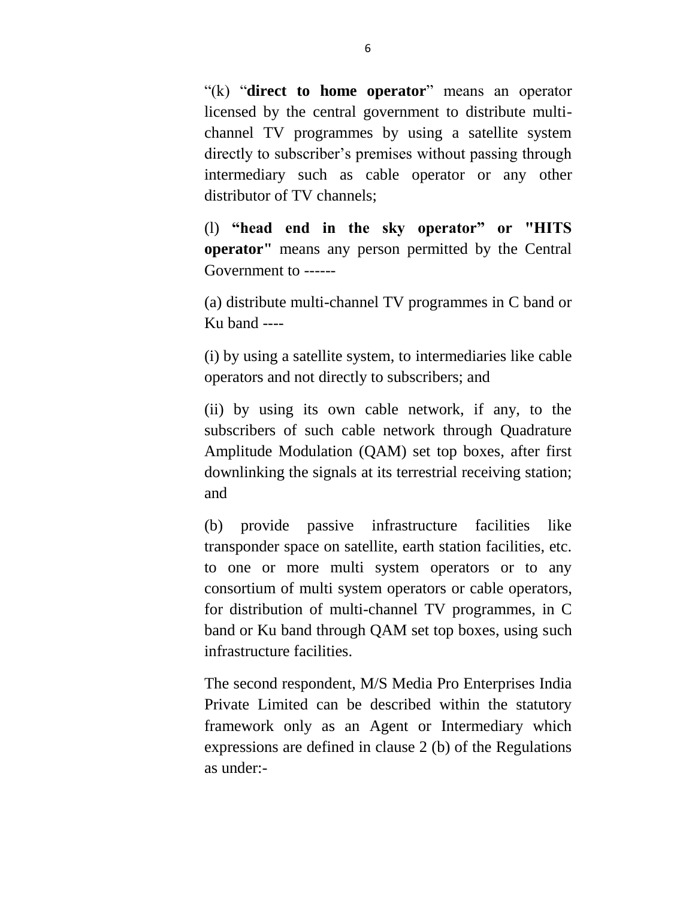"(k) "**direct to home operator**" means an operator licensed by the central government to distribute multi-channel TV programmes by using a satellite system directly to subscriber's premises without passing through intermediary such as cable operator or any other distributor of TV channels;

(l) **"head end in the sky operator" or "HITS operator"** means any person permitted by the Central Government to ------

(a) distribute multi-channel TV programmes in C band or Ku band ----

(i) by using a satellite system, to intermediaries like cable operators and not directly to subscribers; and

(ii) by using its own cable network, if any, to the subscribers of such cable network through Quadrature Amplitude Modulation (QAM) set top boxes, after first downlinking the signals at its terrestrial receiving station; and

(b) provide passive infrastructure facilities like transponder space on satellite, earth station facilities, etc. to one or more multi system operators or to any consortium of multi system operators or cable operators, for distribution of multi-channel TV programmes, in C band or Ku band through QAM set top boxes, using such infrastructure facilities.

The second respondent, M/S Media Pro Enterprises India Private Limited can be described within the statutory framework only as an Agent or Intermediary which expressions are defined in clause 2 (b) of the Regulations as under:-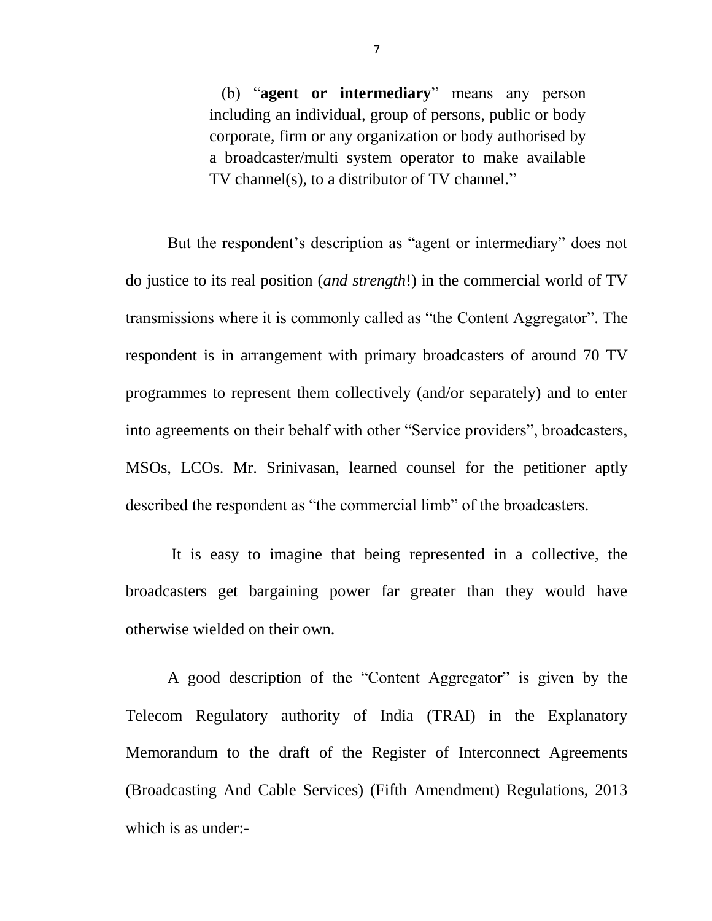> (b) "**agent or intermediary**" means any person including an individual, group of persons, public or body corporate, firm or any organization or body authorised by a broadcaster/multi system operator to make available TV channel(s), to a distributor of TV channel."

But the respondent's description as "agent or intermediary" does not do justice to its real position (*and strength*!) in the commercial world of TV transmissions where it is commonly called as "the Content Aggregator". The respondent is in arrangement with primary broadcasters of around 70 TV programmes to represent them collectively (and/or separately) and to enter into agreements on their behalf with other "Service providers", broadcasters, MSOs, LCOs. Mr. Srinivasan, learned counsel for the petitioner aptly described the respondent as "the commercial limb" of the broadcasters.

It is easy to imagine that being represented in a collective, the broadcasters get bargaining power far greater than they would have otherwise wielded on their own.

A good description of the "Content Aggregator" is given by the Telecom Regulatory authority of India (TRAI) in the Explanatory Memorandum to the draft of the Register of Interconnect Agreements (Broadcasting And Cable Services) (Fifth Amendment) Regulations, 2013 which is as under:-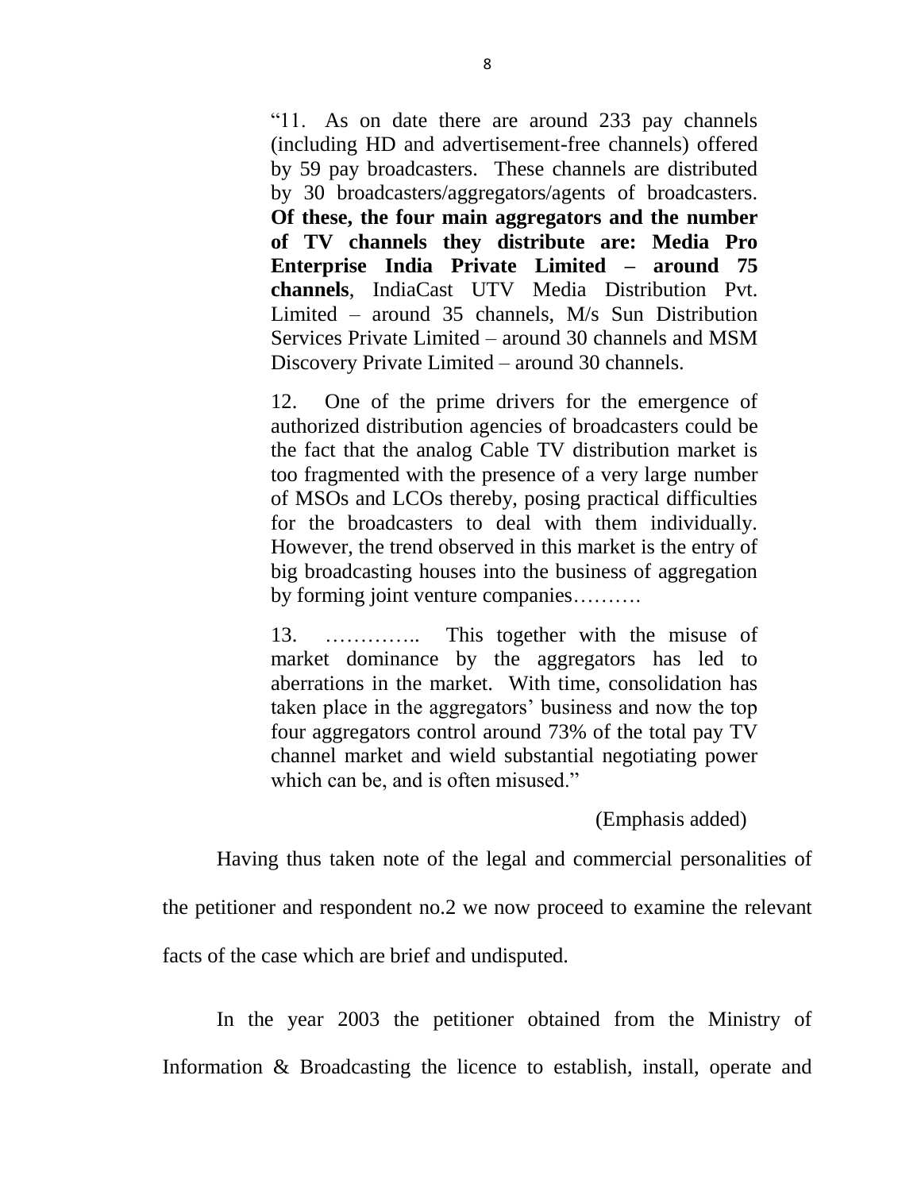> "11. As on date there are around 233 pay channels (including HD and advertisement-free channels) offered by 59 pay broadcasters. These channels are distributed by 30 broadcasters/aggregators/agents of broadcasters. **Of these, the four main aggregators and the number of TV channels they distribute are: Media Pro Enterprise India Private Limited – around 75 channels**, IndiaCast UTV Media Distribution Pvt. Limited – around 35 channels, M/s Sun Distribution Services Private Limited – around 30 channels and MSM Discovery Private Limited – around 30 channels.
>
> 12. One of the prime drivers for the emergence of authorized distribution agencies of broadcasters could be the fact that the analog Cable TV distribution market is too fragmented with the presence of a very large number of MSOs and LCOs thereby, posing practical difficulties for the broadcasters to deal with them individually. However, the trend observed in this market is the entry of big broadcasting houses into the business of aggregation by forming joint venture companies……….
>
> 13. ………….. This together with the misuse of market dominance by the aggregators has led to aberrations in the market. With time, consolidation has taken place in the aggregators' business and now the top four aggregators control around 73% of the total pay TV channel market and wield substantial negotiating power which can be, and is often misused."
>
> (Emphasis added)

Having thus taken note of the legal and commercial personalities of the petitioner and respondent no.2 we now proceed to examine the relevant facts of the case which are brief and undisputed.

In the year 2003 the petitioner obtained from the Ministry of Information & Broadcasting the licence to establish, install, operate and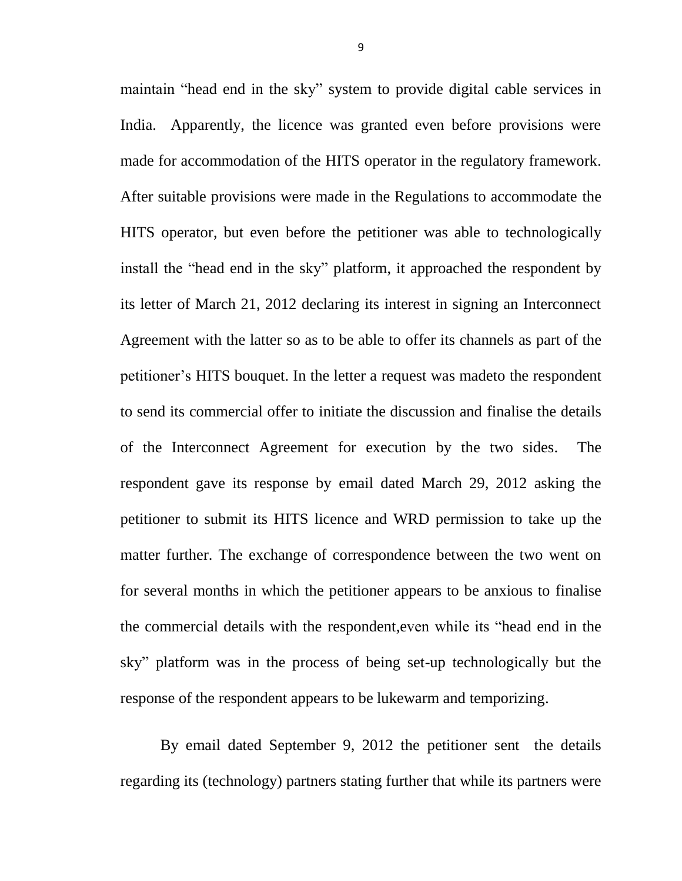maintain “head end in the sky” system to provide digital cable services in India. Apparently, the licence was granted even before provisions were made for accommodation of the HITS operator in the regulatory framework. After suitable provisions were made in the Regulations to accommodate the HITS operator, but even before the petitioner was able to technologically install the “head end in the sky” platform, it approached the respondent by its letter of March 21, 2012 declaring its interest in signing an Interconnect Agreement with the latter so as to be able to offer its channels as part of the petitioner’s HITS bouquet. In the letter a request was madeto the respondent to send its commercial offer to initiate the discussion and finalise the details of the Interconnect Agreement for execution by the two sides. The respondent gave its response by email dated March 29, 2012 asking the petitioner to submit its HITS licence and WRD permission to take up the matter further. The exchange of correspondence between the two went on for several months in which the petitioner appears to be anxious to finalise the commercial details with the respondent,even while its “head end in the sky” platform was in the process of being set-up technologically but the response of the respondent appears to be lukewarm and temporizing.

By email dated September 9, 2012 the petitioner sent the details regarding its (technology) partners stating further that while its partners were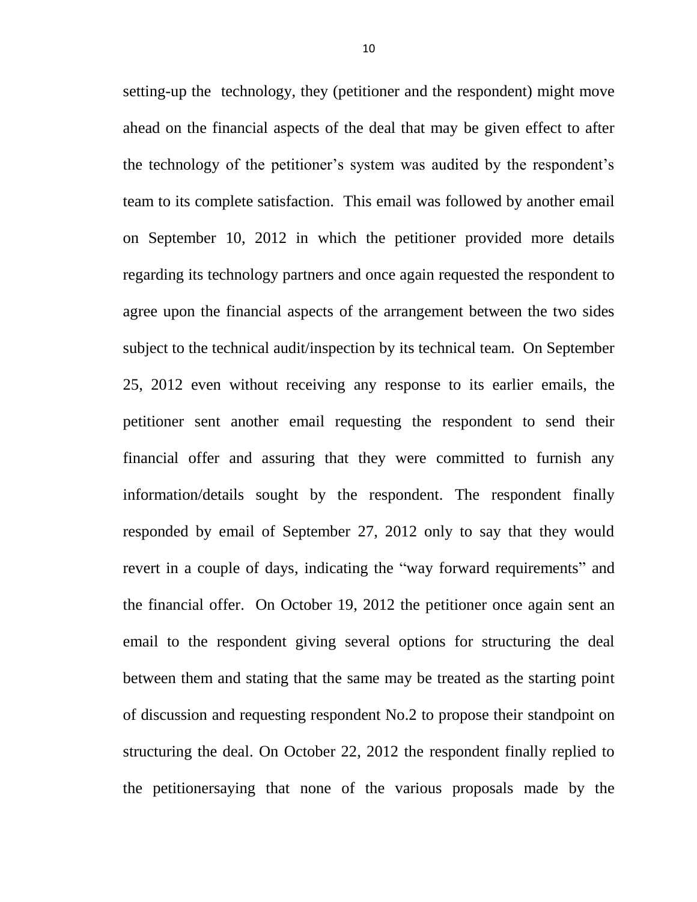setting-up the technology, they (petitioner and the respondent) might move ahead on the financial aspects of the deal that may be given effect to after the technology of the petitioner's system was audited by the respondent's team to its complete satisfaction. This email was followed by another email on September 10, 2012 in which the petitioner provided more details regarding its technology partners and once again requested the respondent to agree upon the financial aspects of the arrangement between the two sides subject to the technical audit/inspection by its technical team. On September 25, 2012 even without receiving any response to its earlier emails, the petitioner sent another email requesting the respondent to send their financial offer and assuring that they were committed to furnish any information/details sought by the respondent. The respondent finally responded by email of September 27, 2012 only to say that they would revert in a couple of days, indicating the "way forward requirements" and the financial offer. On October 19, 2012 the petitioner once again sent an email to the respondent giving several options for structuring the deal between them and stating that the same may be treated as the starting point of discussion and requesting respondent No.2 to propose their standpoint on structuring the deal. On October 22, 2012 the respondent finally replied to the petitionersaying that none of the various proposals made by the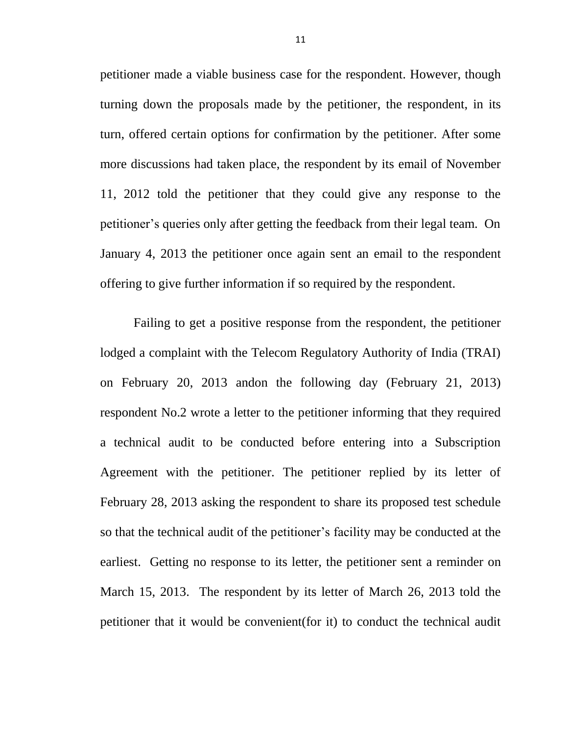petitioner made a viable business case for the respondent. However, though turning down the proposals made by the petitioner, the respondent, in its turn, offered certain options for confirmation by the petitioner. After some more discussions had taken place, the respondent by its email of November 11, 2012 told the petitioner that they could give any response to the petitioner's queries only after getting the feedback from their legal team. On January 4, 2013 the petitioner once again sent an email to the respondent offering to give further information if so required by the respondent.

Failing to get a positive response from the respondent, the petitioner lodged a complaint with the Telecom Regulatory Authority of India (TRAI) on February 20, 2013 andon the following day (February 21, 2013) respondent No.2 wrote a letter to the petitioner informing that they required a technical audit to be conducted before entering into a Subscription Agreement with the petitioner. The petitioner replied by its letter of February 28, 2013 asking the respondent to share its proposed test schedule so that the technical audit of the petitioner's facility may be conducted at the earliest. Getting no response to its letter, the petitioner sent a reminder on March 15, 2013. The respondent by its letter of March 26, 2013 told the petitioner that it would be convenient(for it) to conduct the technical audit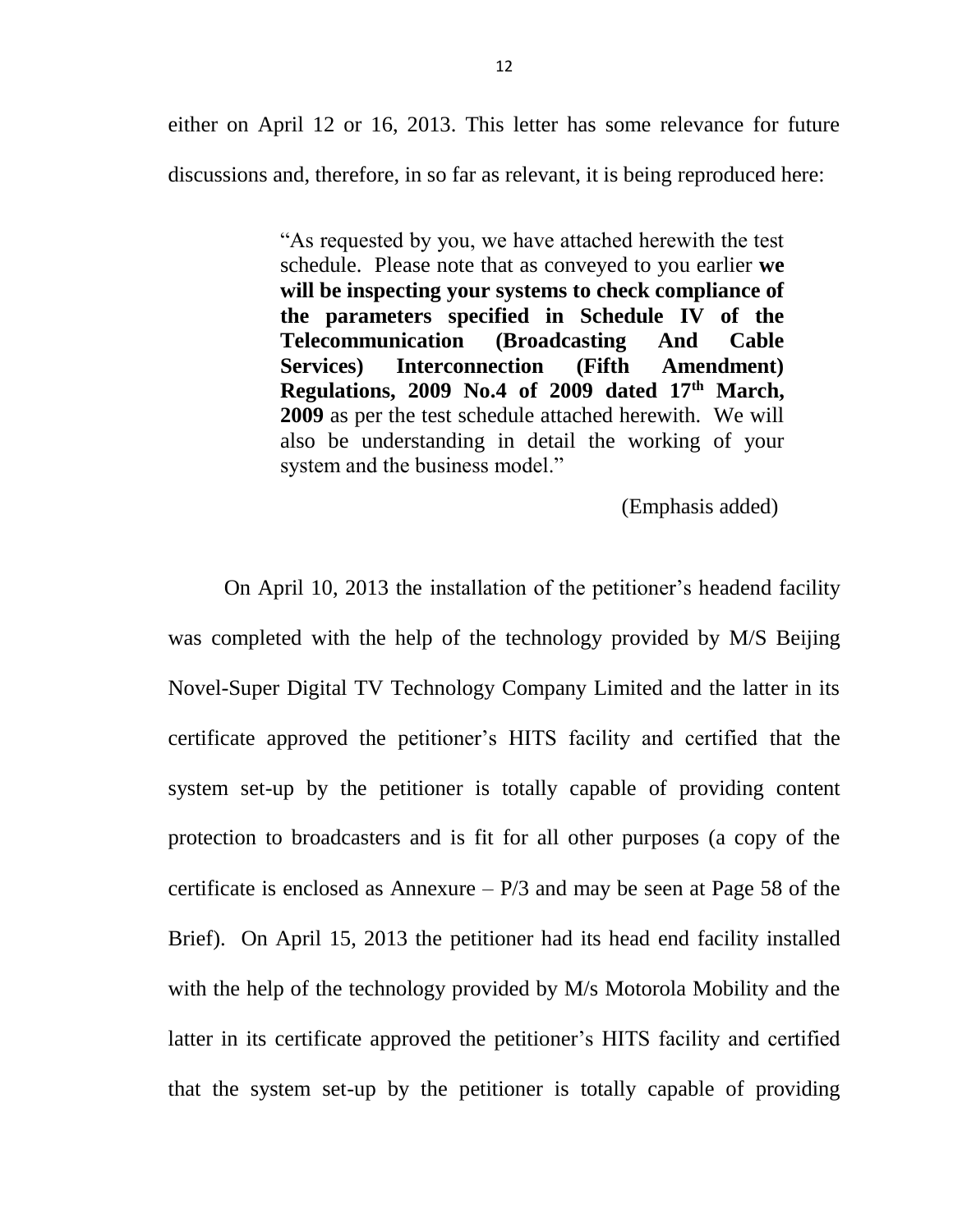either on April 12 or 16, 2013. This letter has some relevance for future discussions and, therefore, in so far as relevant, it is being reproduced here:

> "As requested by you, we have attached herewith the test schedule. Please note that as conveyed to you earlier **we will be inspecting your systems to check compliance of the parameters specified in Schedule IV of the Telecommunication (Broadcasting And Cable Services) Interconnection (Fifth Amendment) Regulations, 2009 No.4 of 2009 dated 17th March, 2009** as per the test schedule attached herewith. We will also be understanding in detail the working of your system and the business model."
>
> (Emphasis added)

On April 10, 2013 the installation of the petitioner's headend facility was completed with the help of the technology provided by M/S Beijing Novel-Super Digital TV Technology Company Limited and the latter in its certificate approved the petitioner's HITS facility and certified that the system set-up by the petitioner is totally capable of providing content protection to broadcasters and is fit for all other purposes (a copy of the certificate is enclosed as Annexure – P/3 and may be seen at Page 58 of the Brief). On April 15, 2013 the petitioner had its head end facility installed with the help of the technology provided by M/s Motorola Mobility and the latter in its certificate approved the petitioner's HITS facility and certified that the system set-up by the petitioner is totally capable of providing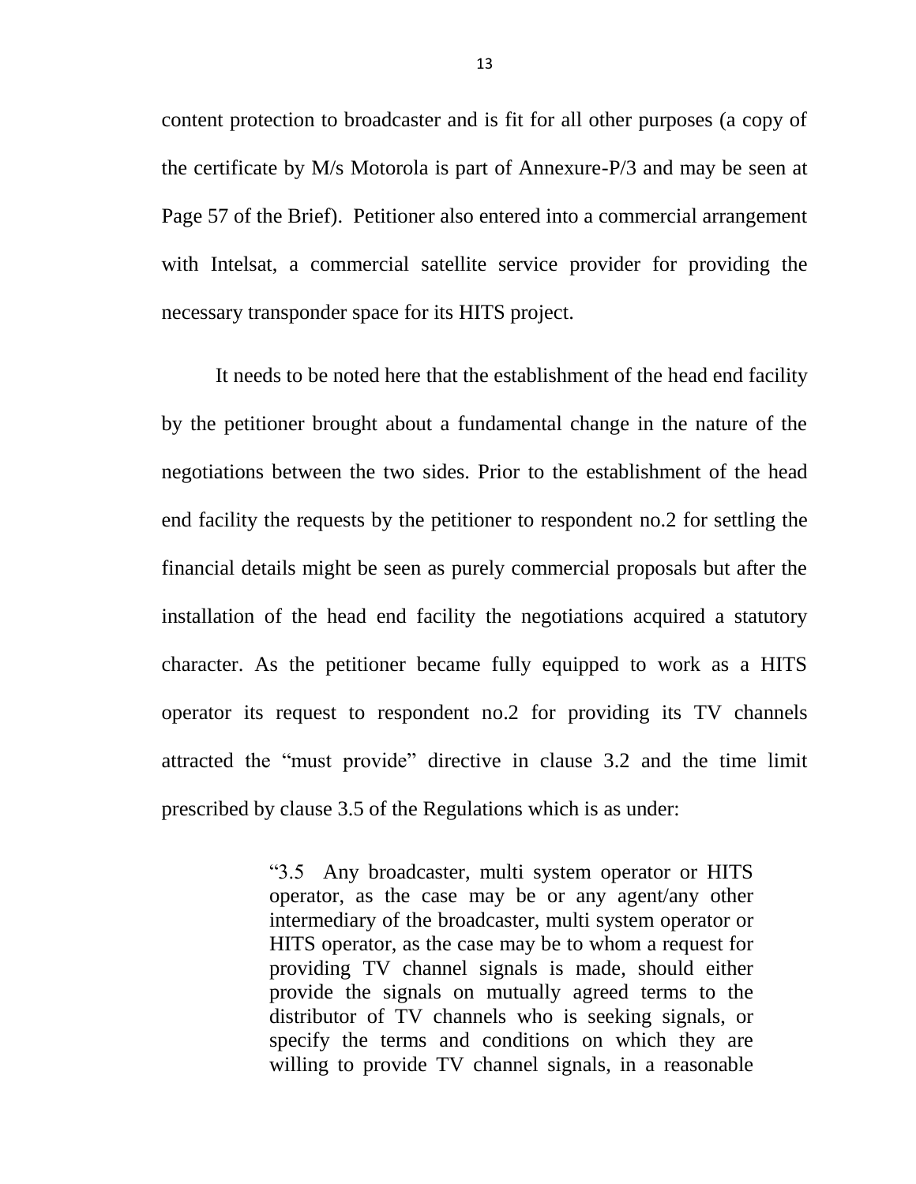content protection to broadcaster and is fit for all other purposes (a copy of the certificate by M/s Motorola is part of Annexure-P/3 and may be seen at Page 57 of the Brief). Petitioner also entered into a commercial arrangement with Intelsat, a commercial satellite service provider for providing the necessary transponder space for its HITS project.

It needs to be noted here that the establishment of the head end facility by the petitioner brought about a fundamental change in the nature of the negotiations between the two sides. Prior to the establishment of the head end facility the requests by the petitioner to respondent no.2 for settling the financial details might be seen as purely commercial proposals but after the installation of the head end facility the negotiations acquired a statutory character. As the petitioner became fully equipped to work as a HITS operator its request to respondent no.2 for providing its TV channels attracted the "must provide" directive in clause 3.2 and the time limit prescribed by clause 3.5 of the Regulations which is as under:

> "3.5 Any broadcaster, multi system operator or HITS operator, as the case may be or any agent/any other intermediary of the broadcaster, multi system operator or HITS operator, as the case may be to whom a request for providing TV channel signals is made, should either provide the signals on mutually agreed terms to the distributor of TV channels who is seeking signals, or specify the terms and conditions on which they are willing to provide TV channel signals, in a reasonable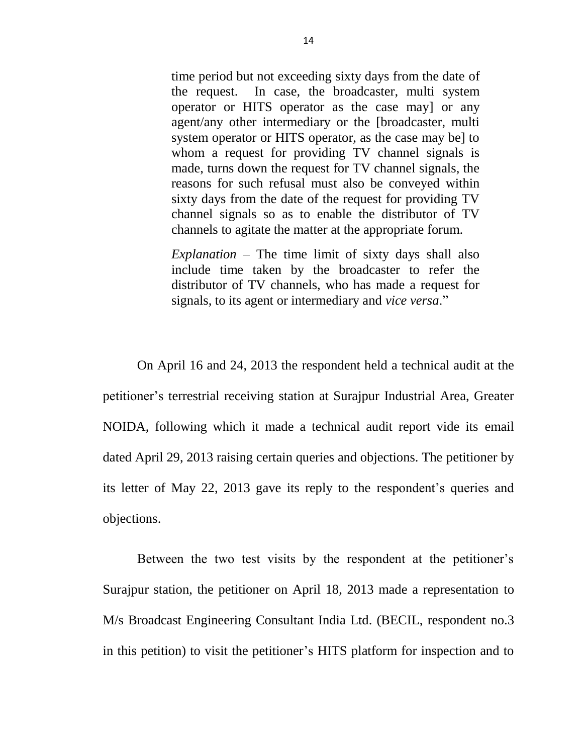> time period but not exceeding sixty days from the date of the request. In case, the broadcaster, multi system operator or HITS operator as the case may] or any agent/any other intermediary or the [broadcaster, multi system operator or HITS operator, as the case may be] to whom a request for providing TV channel signals is made, turns down the request for TV channel signals, the reasons for such refusal must also be conveyed within sixty days from the date of the request for providing TV channel signals so as to enable the distributor of TV channels to agitate the matter at the appropriate forum.
>
> *Explanation* – The time limit of sixty days shall also include time taken by the broadcaster to refer the distributor of TV channels, who has made a request for signals, to its agent or intermediary and *vice versa*."

On April 16 and 24, 2013 the respondent held a technical audit at the petitioner's terrestrial receiving station at Surajpur Industrial Area, Greater NOIDA, following which it made a technical audit report vide its email dated April 29, 2013 raising certain queries and objections. The petitioner by its letter of May 22, 2013 gave its reply to the respondent's queries and objections.

Between the two test visits by the respondent at the petitioner's Surajpur station, the petitioner on April 18, 2013 made a representation to M/s Broadcast Engineering Consultant India Ltd. (BECIL, respondent no.3 in this petition) to visit the petitioner's HITS platform for inspection and to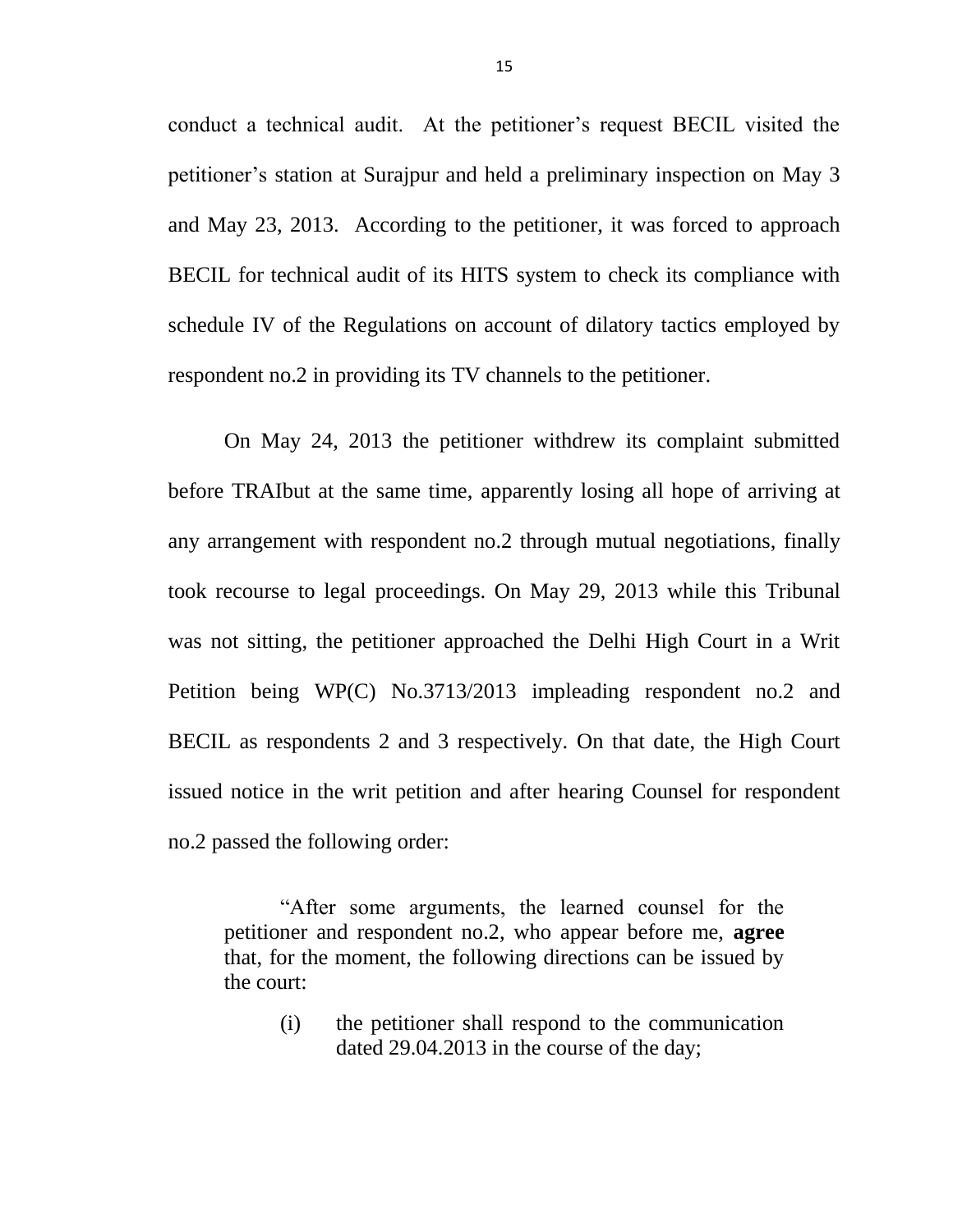conduct a technical audit. At the petitioner's request BECIL visited the petitioner's station at Surajpur and held a preliminary inspection on May 3 and May 23, 2013. According to the petitioner, it was forced to approach BECIL for technical audit of its HITS system to check its compliance with schedule IV of the Regulations on account of dilatory tactics employed by respondent no.2 in providing its TV channels to the petitioner.

On May 24, 2013 the petitioner withdrew its complaint submitted before TRAIbut at the same time, apparently losing all hope of arriving at any arrangement with respondent no.2 through mutual negotiations, finally took recourse to legal proceedings. On May 29, 2013 while this Tribunal was not sitting, the petitioner approached the Delhi High Court in a Writ Petition being WP(C) No.3713/2013 impleading respondent no.2 and BECIL as respondents 2 and 3 respectively. On that date, the High Court issued notice in the writ petition and after hearing Counsel for respondent no.2 passed the following order:

> "After some arguments, the learned counsel for the petitioner and respondent no.2, who appear before me, **agree** that, for the moment, the following directions can be issued by the court:
>
> (i) the petitioner shall respond to the communication dated 29.04.2013 in the course of the day;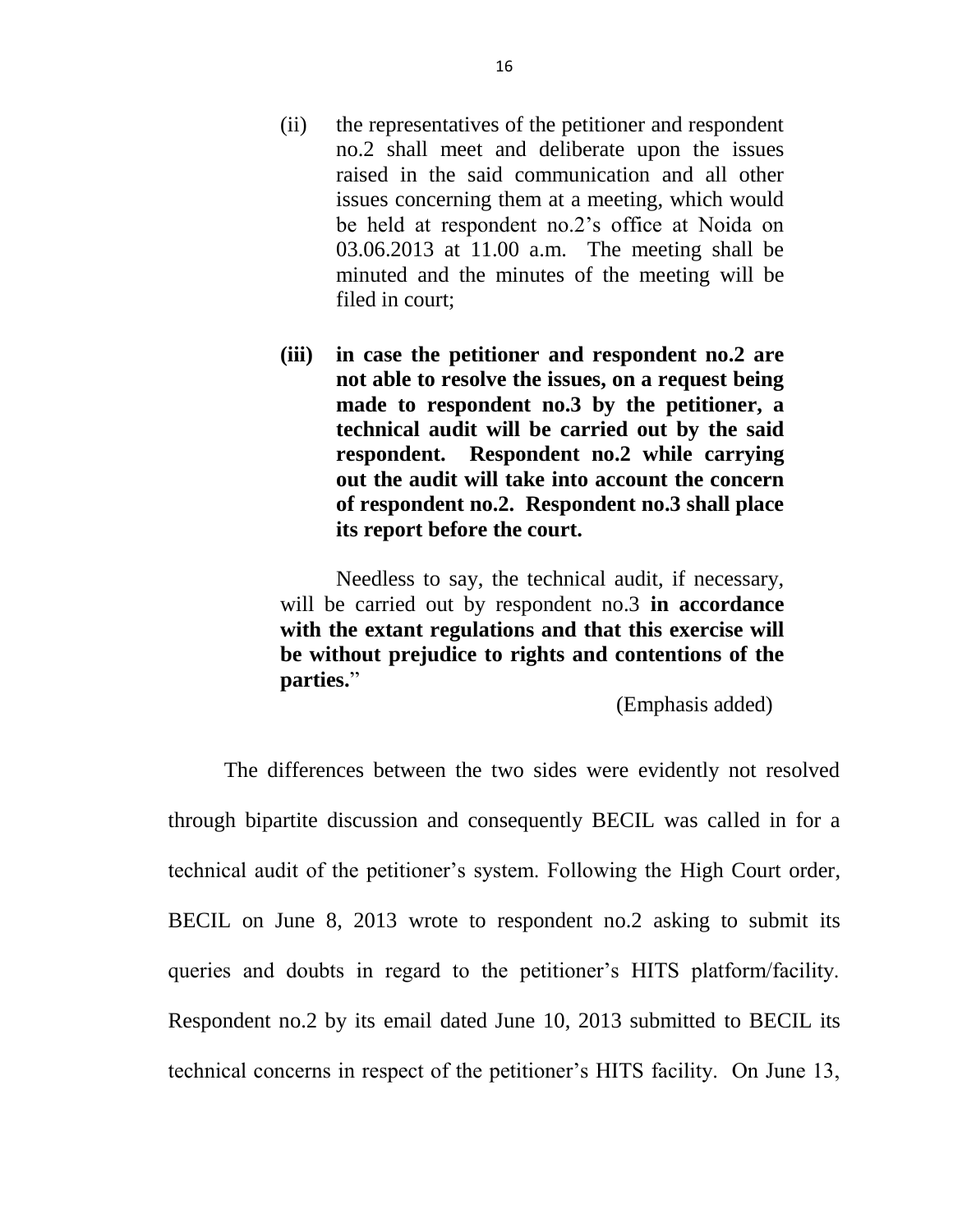> (ii) the representatives of the petitioner and respondent no.2 shall meet and deliberate upon the issues raised in the said communication and all other issues concerning them at a meeting, which would be held at respondent no.2's office at Noida on 03.06.2013 at 11.00 a.m. The meeting shall be minuted and the minutes of the meeting will be filed in court;
>
> **(iii) in case the petitioner and respondent no.2 are not able to resolve the issues, on a request being made to respondent no.3 by the petitioner, a technical audit will be carried out by the said respondent. Respondent no.2 while carrying out the audit will take into account the concern of respondent no.2. Respondent no.3 shall place its report before the court.**
>
> Needless to say, the technical audit, if necessary, will be carried out by respondent no.3 **in accordance with the extant regulations and that this exercise will be without prejudice to rights and contentions of the parties.**"
>
> (Emphasis added)

The differences between the two sides were evidently not resolved through bipartite discussion and consequently BECIL was called in for a technical audit of the petitioner's system. Following the High Court order, BECIL on June 8, 2013 wrote to respondent no.2 asking to submit its queries and doubts in regard to the petitioner's HITS platform/facility. Respondent no.2 by its email dated June 10, 2013 submitted to BECIL its technical concerns in respect of the petitioner's HITS facility. On June 13,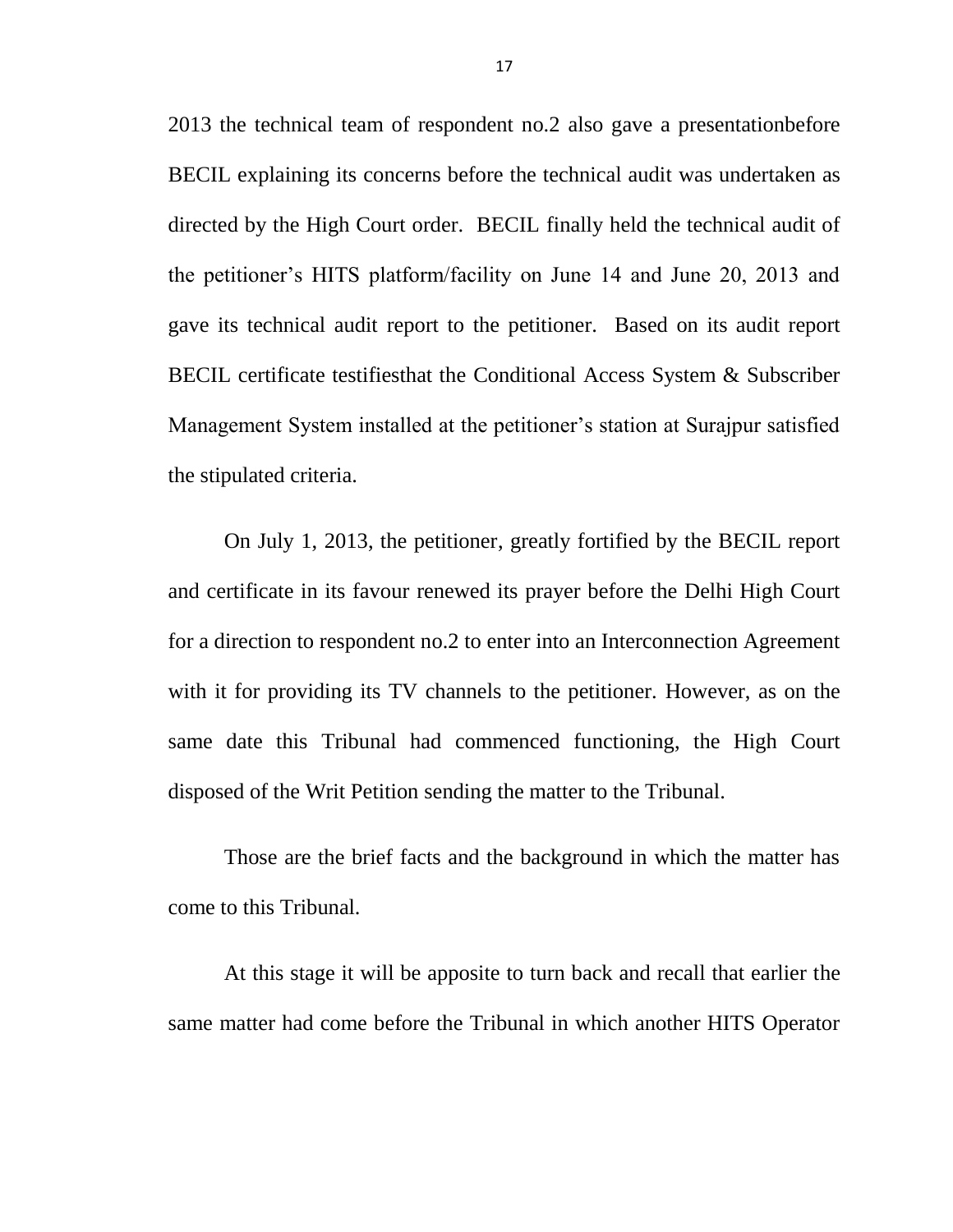2013 the technical team of respondent no.2 also gave a presentationbefore BECIL explaining its concerns before the technical audit was undertaken as directed by the High Court order. BECIL finally held the technical audit of the petitioner's HITS platform/facility on June 14 and June 20, 2013 and gave its technical audit report to the petitioner. Based on its audit report BECIL certificate testifiesthat the Conditional Access System & Subscriber Management System installed at the petitioner's station at Surajpur satisfied the stipulated criteria.

On July 1, 2013, the petitioner, greatly fortified by the BECIL report and certificate in its favour renewed its prayer before the Delhi High Court for a direction to respondent no.2 to enter into an Interconnection Agreement with it for providing its TV channels to the petitioner. However, as on the same date this Tribunal had commenced functioning, the High Court disposed of the Writ Petition sending the matter to the Tribunal.

Those are the brief facts and the background in which the matter has come to this Tribunal.

At this stage it will be apposite to turn back and recall that earlier the same matter had come before the Tribunal in which another HITS Operator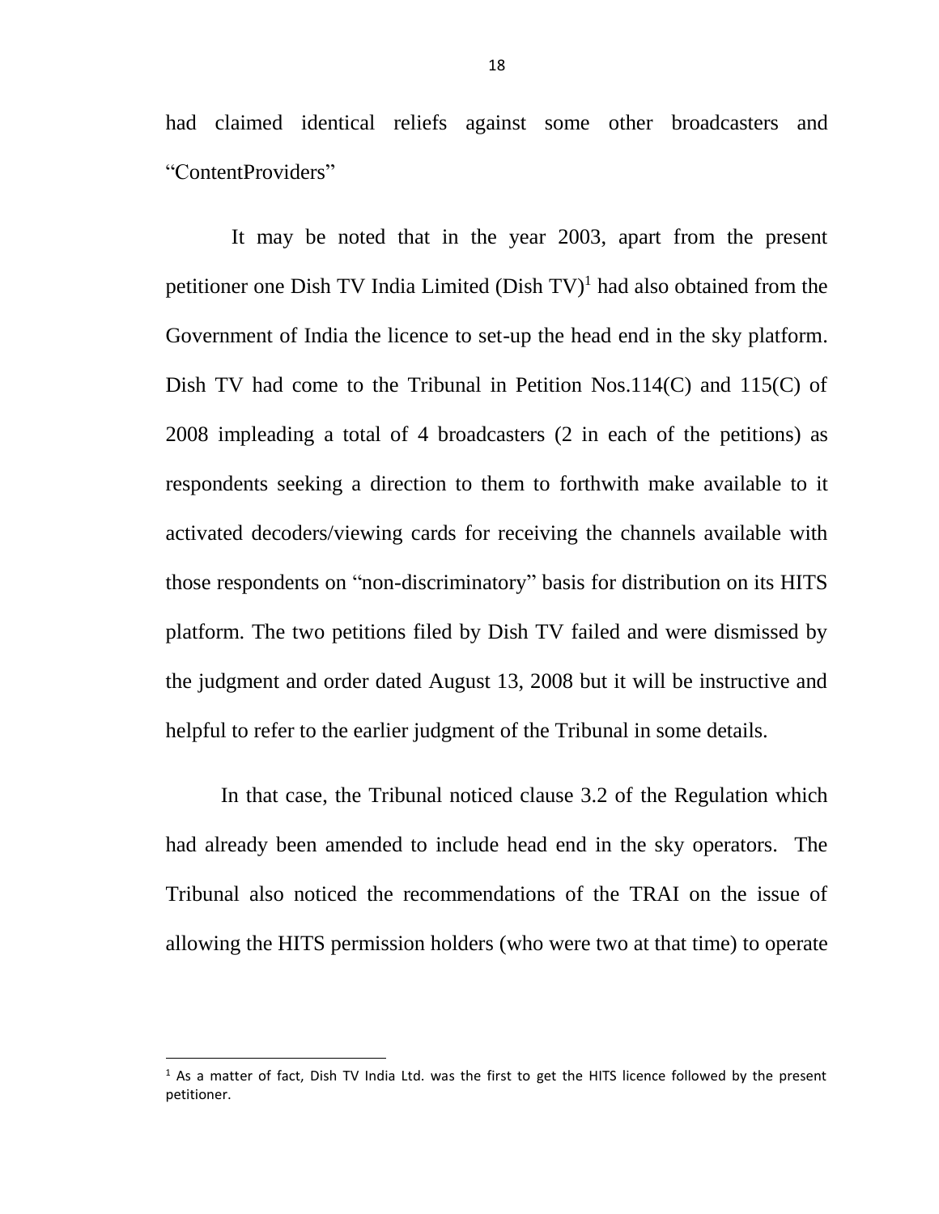had claimed identical reliefs against some other broadcasters and "ContentProviders"

It may be noted that in the year 2003, apart from the present petitioner one Dish TV India Limited (Dish TV)[1] had also obtained from the Government of India the licence to set-up the head end in the sky platform. Dish TV had come to the Tribunal in Petition Nos.114(C) and 115(C) of 2008 impleading a total of 4 broadcasters (2 in each of the petitions) as respondents seeking a direction to them to forthwith make available to it activated decoders/viewing cards for receiving the channels available with those respondents on "non-discriminatory" basis for distribution on its HITS platform. The two petitions filed by Dish TV failed and were dismissed by the judgment and order dated August 13, 2008 but it will be instructive and helpful to refer to the earlier judgment of the Tribunal in some details.

In that case, the Tribunal noticed clause 3.2 of the Regulation which had already been amended to include head end in the sky operators. The Tribunal also noticed the recommendations of the TRAI on the issue of allowing the HITS permission holders (who were two at that time) to operate

[1] As a matter of fact, Dish TV India Ltd. was the first to get the HITS licence followed by the present petitioner.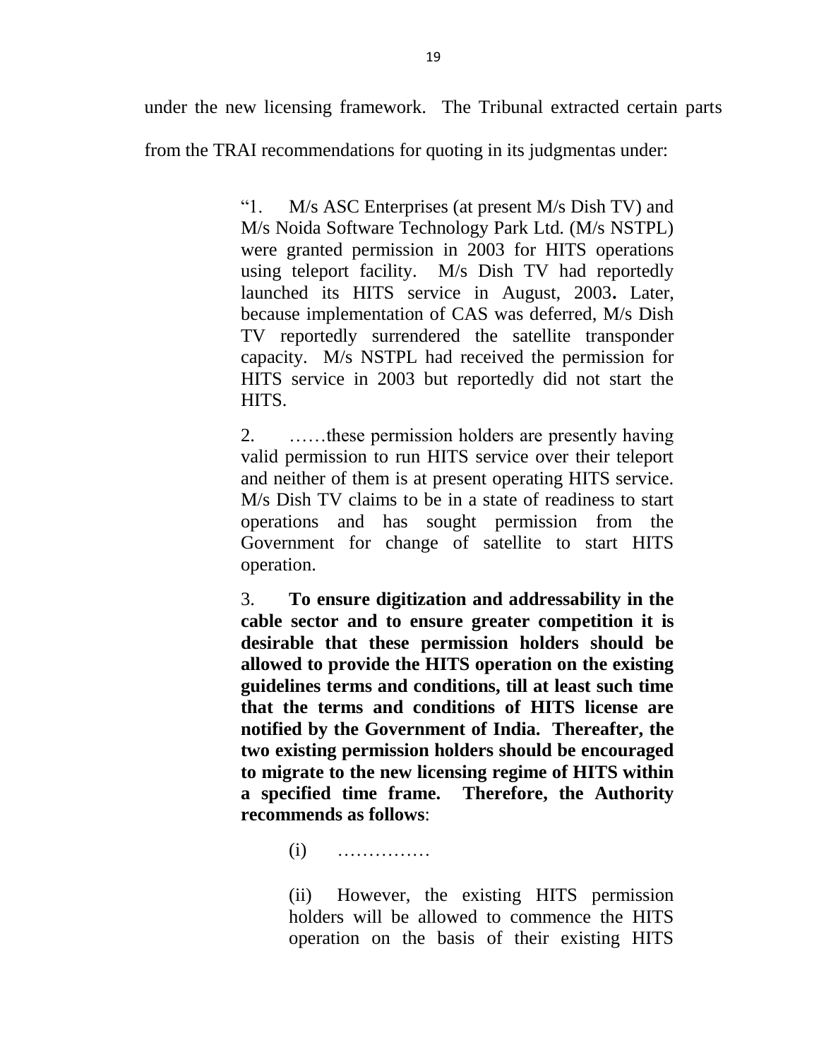under the new licensing framework. The Tribunal extracted certain parts from the TRAI recommendations for quoting in its judgmentas under:

> "1. M/s ASC Enterprises (at present M/s Dish TV) and M/s Noida Software Technology Park Ltd. (M/s NSTPL) were granted permission in 2003 for HITS operations using teleport facility. M/s Dish TV had reportedly launched its HITS service in August, 2003**.** Later, because implementation of CAS was deferred, M/s Dish TV reportedly surrendered the satellite transponder capacity. M/s NSTPL had received the permission for HITS service in 2003 but reportedly did not start the HITS.
>
> 2. ……these permission holders are presently having valid permission to run HITS service over their teleport and neither of them is at present operating HITS service. M/s Dish TV claims to be in a state of readiness to start operations and has sought permission from the Government for change of satellite to start HITS operation.
>
> 3. **To ensure digitization and addressability in the cable sector and to ensure greater competition it is desirable that these permission holders should be allowed to provide the HITS operation on the existing guidelines terms and conditions, till at least such time that the terms and conditions of HITS license are notified by the Government of India. Thereafter, the two existing permission holders should be encouraged to migrate to the new licensing regime of HITS within a specified time frame. Therefore, the Authority recommends as follows**:
>
> > (i) ……………
> >
> > (ii) However, the existing HITS permission holders will be allowed to commence the HITS operation on the basis of their existing HITS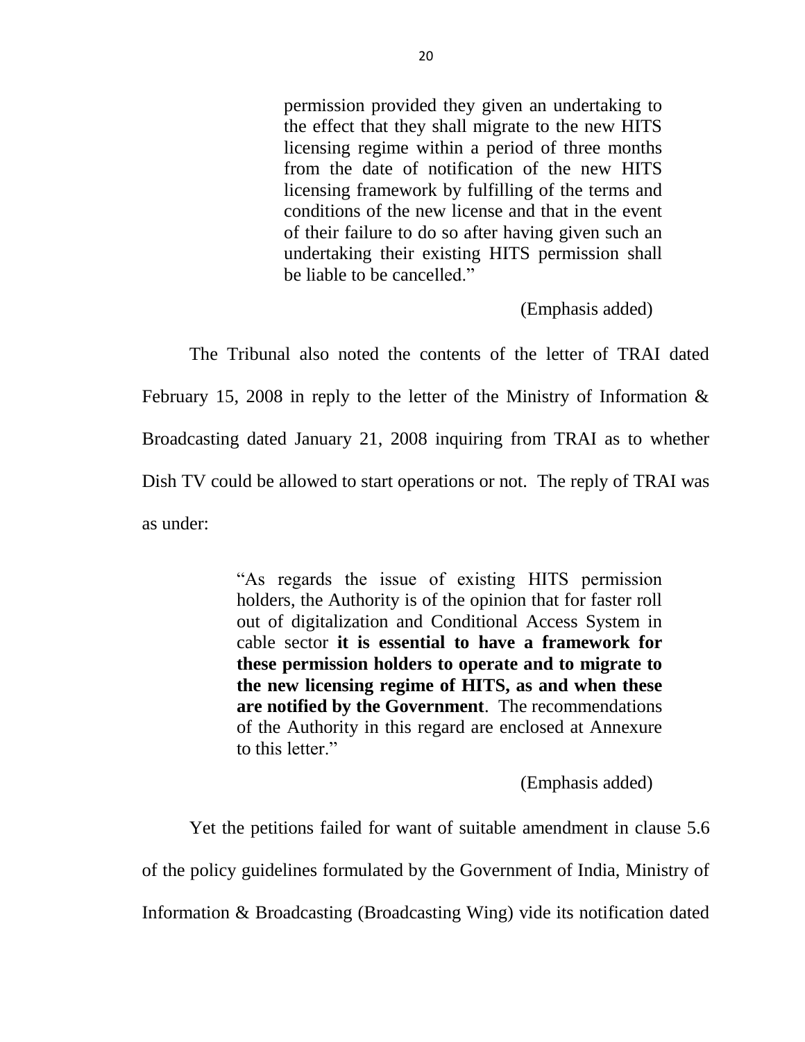> permission provided they given an undertaking to the effect that they shall migrate to the new HITS licensing regime within a period of three months from the date of notification of the new HITS licensing framework by fulfilling of the terms and conditions of the new license and that in the event of their failure to do so after having given such an undertaking their existing HITS permission shall be liable to be cancelled."

(Emphasis added)

The Tribunal also noted the contents of the letter of TRAI dated February 15, 2008 in reply to the letter of the Ministry of Information & Broadcasting dated January 21, 2008 inquiring from TRAI as to whether Dish TV could be allowed to start operations or not. The reply of TRAI was as under:

> "As regards the issue of existing HITS permission holders, the Authority is of the opinion that for faster roll out of digitalization and Conditional Access System in cable sector **it is essential to have a framework for these permission holders to operate and to migrate to the new licensing regime of HITS, as and when these are notified by the Government**. The recommendations of the Authority in this regard are enclosed at Annexure to this letter."

(Emphasis added)

Yet the petitions failed for want of suitable amendment in clause 5.6 of the policy guidelines formulated by the Government of India, Ministry of Information & Broadcasting (Broadcasting Wing) vide its notification dated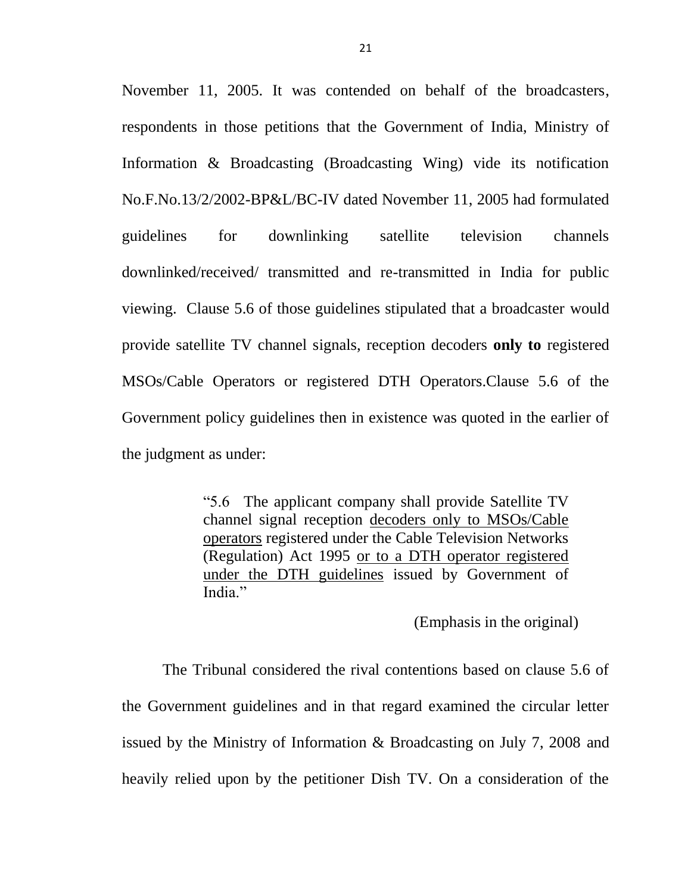November 11, 2005. It was contended on behalf of the broadcasters, respondents in those petitions that the Government of India, Ministry of Information & Broadcasting (Broadcasting Wing) vide its notification No.F.No.13/2/2002-BP&L/BC-IV dated November 11, 2005 had formulated guidelines for downlinking satellite television channels downlinked/received/ transmitted and re-transmitted in India for public viewing. Clause 5.6 of those guidelines stipulated that a broadcaster would provide satellite TV channel signals, reception decoders **only to** registered MSOs/Cable Operators or registered DTH Operators.Clause 5.6 of the Government policy guidelines then in existence was quoted in the earlier of the judgment as under:

> "5.6 The applicant company shall provide Satellite TV channel signal reception <u>decoders only to MSOs/Cable operators</u> registered under the Cable Television Networks (Regulation) Act 1995 <u>or to a DTH operator registered under the DTH guidelines</u> issued by Government of India."
>
> (Emphasis in the original)

The Tribunal considered the rival contentions based on clause 5.6 of the Government guidelines and in that regard examined the circular letter issued by the Ministry of Information & Broadcasting on July 7, 2008 and heavily relied upon by the petitioner Dish TV. On a consideration of the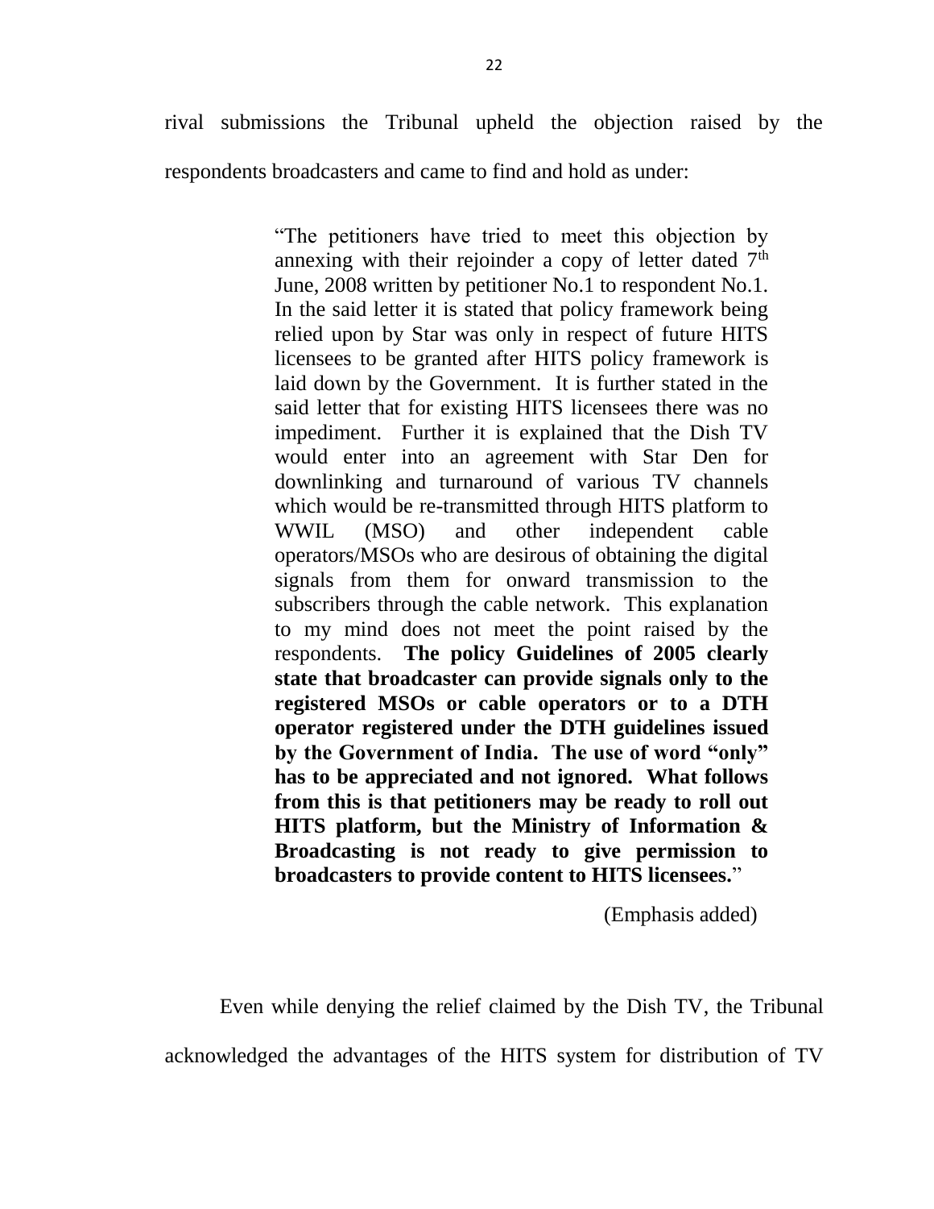rival submissions the Tribunal upheld the objection raised by the respondents broadcasters and came to find and hold as under:

> "The petitioners have tried to meet this objection by annexing with their rejoinder a copy of letter dated 7th June, 2008 written by petitioner No.1 to respondent No.1. In the said letter it is stated that policy framework being relied upon by Star was only in respect of future HITS licensees to be granted after HITS policy framework is laid down by the Government. It is further stated in the said letter that for existing HITS licensees there was no impediment. Further it is explained that the Dish TV would enter into an agreement with Star Den for downlinking and turnaround of various TV channels which would be re-transmitted through HITS platform to WWIL (MSO) and other independent cable operators/MSOs who are desirous of obtaining the digital signals from them for onward transmission to the subscribers through the cable network. This explanation to my mind does not meet the point raised by the respondents. **The policy Guidelines of 2005 clearly state that broadcaster can provide signals only to the registered MSOs or cable operators or to a DTH operator registered under the DTH guidelines issued by the Government of India. The use of word "only" has to be appreciated and not ignored. What follows from this is that petitioners may be ready to roll out HITS platform, but the Ministry of Information & Broadcasting is not ready to give permission to broadcasters to provide content to HITS licensees.**"
>
> (Emphasis added)

Even while denying the relief claimed by the Dish TV, the Tribunal acknowledged the advantages of the HITS system for distribution of TV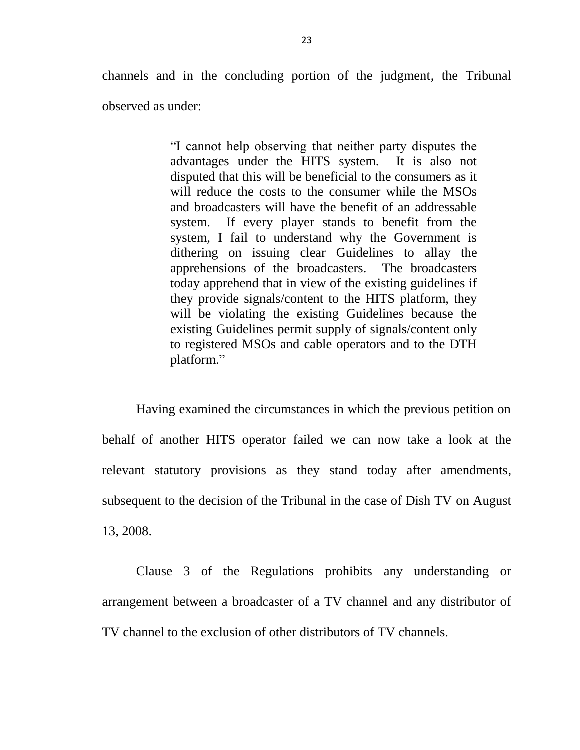channels and in the concluding portion of the judgment, the Tribunal observed as under:

> "I cannot help observing that neither party disputes the advantages under the HITS system. It is also not disputed that this will be beneficial to the consumers as it will reduce the costs to the consumer while the MSOs and broadcasters will have the benefit of an addressable system. If every player stands to benefit from the system, I fail to understand why the Government is dithering on issuing clear Guidelines to allay the apprehensions of the broadcasters. The broadcasters today apprehend that in view of the existing guidelines if they provide signals/content to the HITS platform, they will be violating the existing Guidelines because the existing Guidelines permit supply of signals/content only to registered MSOs and cable operators and to the DTH platform."

Having examined the circumstances in which the previous petition on behalf of another HITS operator failed we can now take a look at the relevant statutory provisions as they stand today after amendments, subsequent to the decision of the Tribunal in the case of Dish TV on August 13, 2008.

Clause 3 of the Regulations prohibits any understanding or arrangement between a broadcaster of a TV channel and any distributor of TV channel to the exclusion of other distributors of TV channels.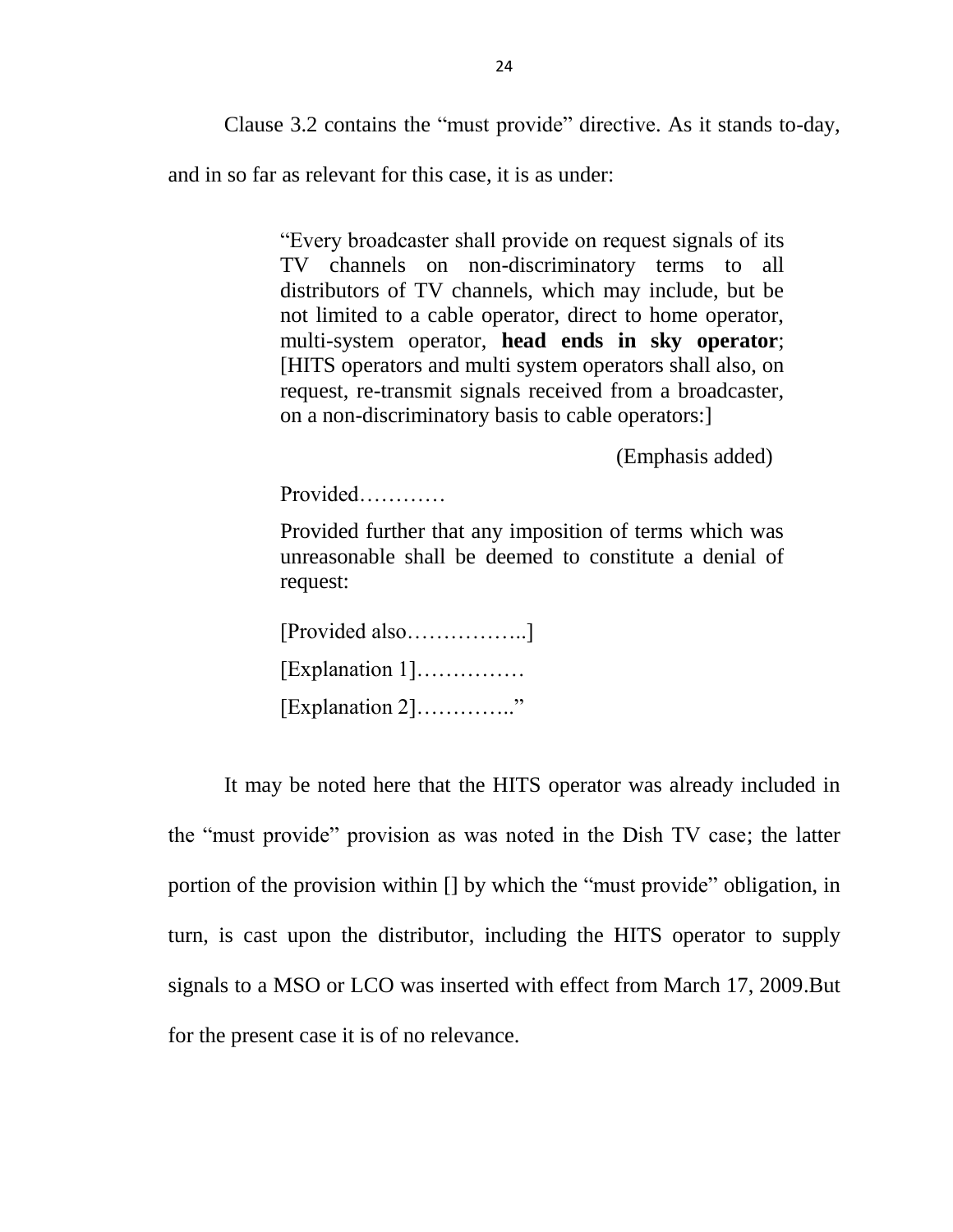Clause 3.2 contains the "must provide" directive. As it stands to-day, and in so far as relevant for this case, it is as under:

> "Every broadcaster shall provide on request signals of its TV channels on non-discriminatory terms to all distributors of TV channels, which may include, but be not limited to a cable operator, direct to home operator, multi-system operator, **head ends in sky operator**; [HITS operators and multi system operators shall also, on request, re-transmit signals received from a broadcaster, on a non-discriminatory basis to cable operators:]
>
> (Emphasis added)
>
> Provided…………
>
> Provided further that any imposition of terms which was unreasonable shall be deemed to constitute a denial of request:
>
> [Provided also……………..]
>
> [Explanation 1]……………
>
> [Explanation 2]………….."

It may be noted here that the HITS operator was already included in the "must provide" provision as was noted in the Dish TV case; the latter portion of the provision within [] by which the "must provide" obligation, in turn, is cast upon the distributor, including the HITS operator to supply signals to a MSO or LCO was inserted with effect from March 17, 2009.But for the present case it is of no relevance.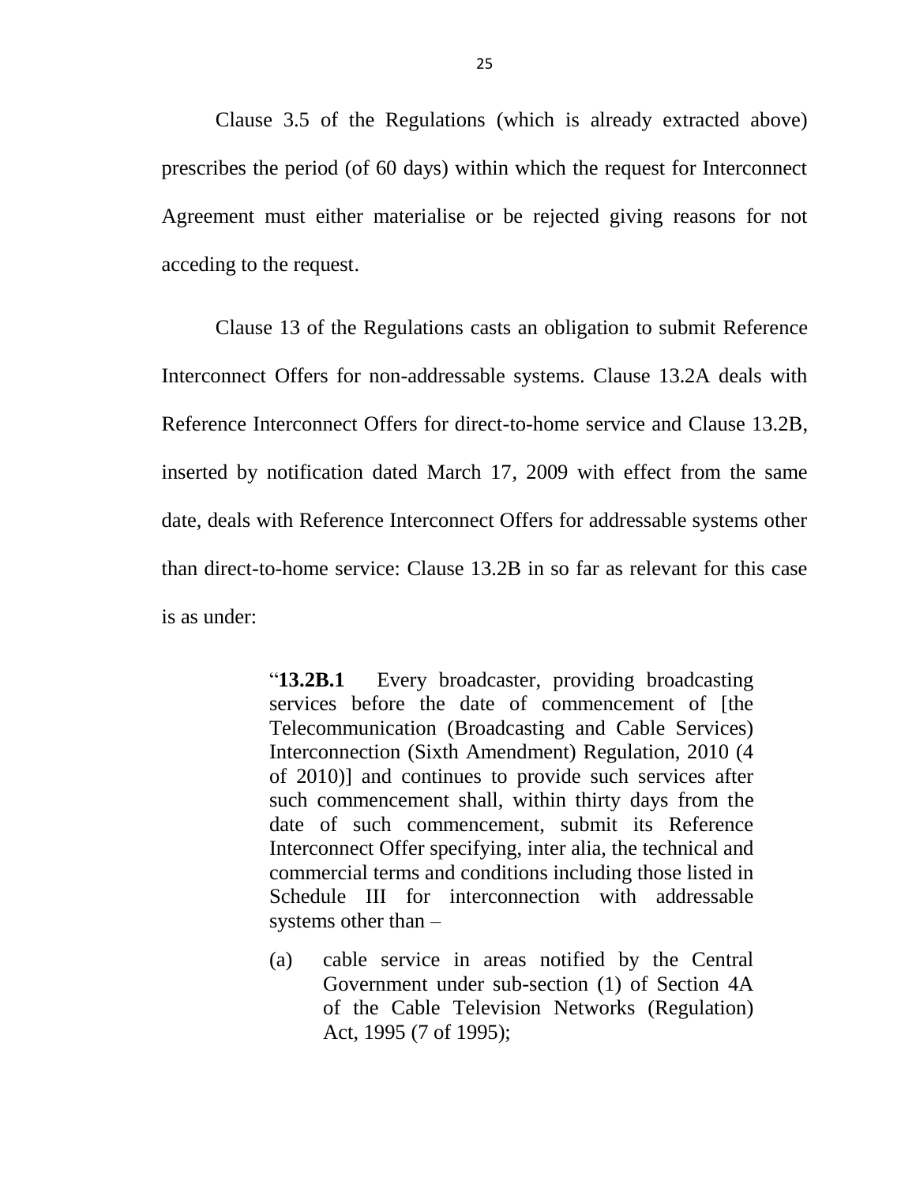Clause 3.5 of the Regulations (which is already extracted above) prescribes the period (of 60 days) within which the request for Interconnect Agreement must either materialise or be rejected giving reasons for not acceding to the request.

Clause 13 of the Regulations casts an obligation to submit Reference Interconnect Offers for non-addressable systems. Clause 13.2A deals with Reference Interconnect Offers for direct-to-home service and Clause 13.2B, inserted by notification dated March 17, 2009 with effect from the same date, deals with Reference Interconnect Offers for addressable systems other than direct-to-home service: Clause 13.2B in so far as relevant for this case is as under:

> "**13.2B.1** Every broadcaster, providing broadcasting services before the date of commencement of [the Telecommunication (Broadcasting and Cable Services) Interconnection (Sixth Amendment) Regulation, 2010 (4 of 2010)] and continues to provide such services after such commencement shall, within thirty days from the date of such commencement, submit its Reference Interconnect Offer specifying, inter alia, the technical and commercial terms and conditions including those listed in Schedule III for interconnection with addressable systems other than –
>
> (a) cable service in areas notified by the Central Government under sub-section (1) of Section 4A of the Cable Television Networks (Regulation) Act, 1995 (7 of 1995);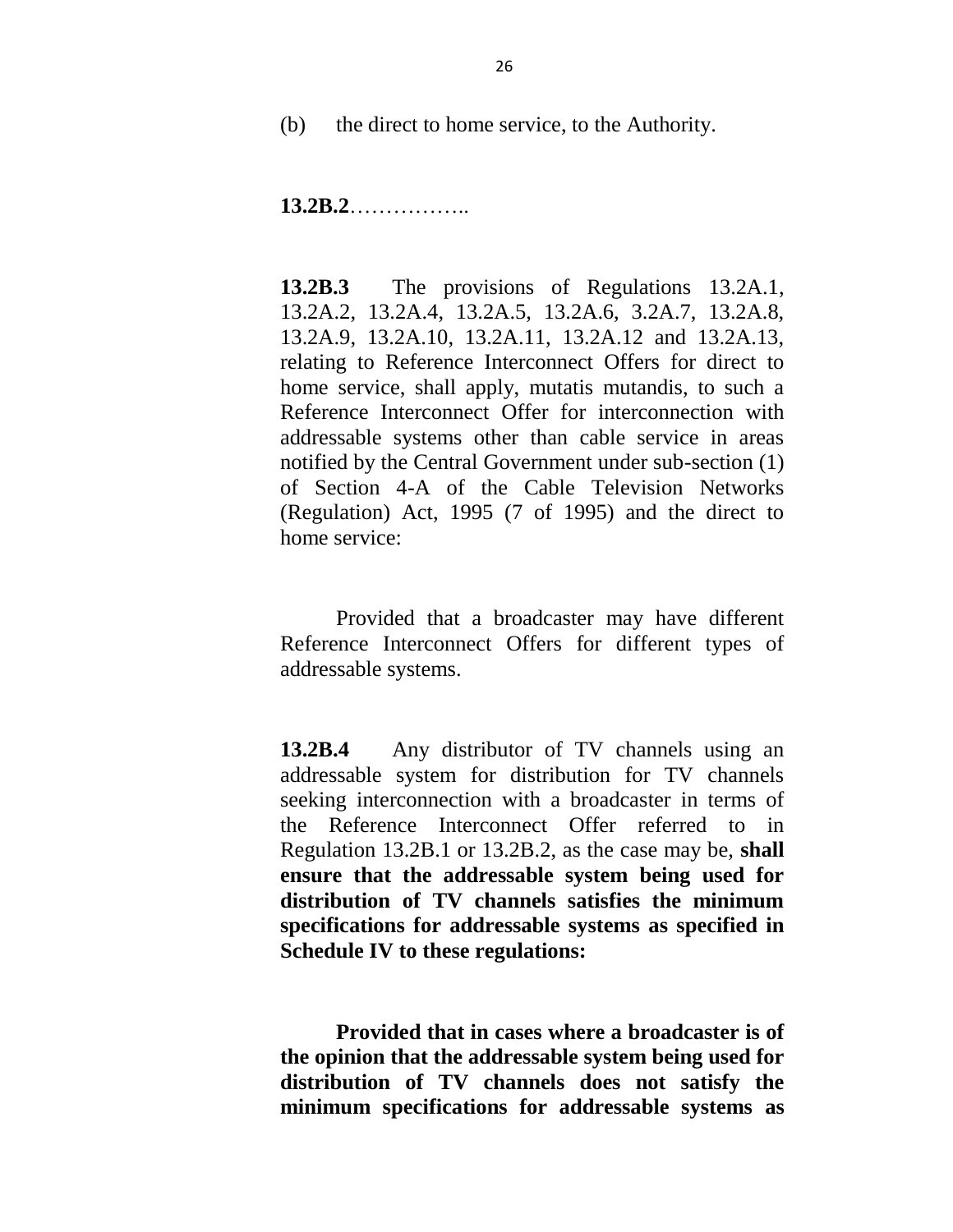(b) the direct to home service, to the Authority.

**13.2B.2**……………..

**13.2B.3** The provisions of Regulations 13.2A.1, 13.2A.2, 13.2A.4, 13.2A.5, 13.2A.6, 3.2A.7, 13.2A.8, 13.2A.9, 13.2A.10, 13.2A.11, 13.2A.12 and 13.2A.13, relating to Reference Interconnect Offers for direct to home service, shall apply, mutatis mutandis, to such a Reference Interconnect Offer for interconnection with addressable systems other than cable service in areas notified by the Central Government under sub-section (1) of Section 4-A of the Cable Television Networks (Regulation) Act, 1995 (7 of 1995) and the direct to home service:

Provided that a broadcaster may have different Reference Interconnect Offers for different types of addressable systems.

**13.2B.4** Any distributor of TV channels using an addressable system for distribution for TV channels seeking interconnection with a broadcaster in terms of the Reference Interconnect Offer referred to in Regulation 13.2B.1 or 13.2B.2, as the case may be, **shall ensure that the addressable system being used for distribution of TV channels satisfies the minimum specifications for addressable systems as specified in Schedule IV to these regulations:**

**Provided that in cases where a broadcaster is of the opinion that the addressable system being used for distribution of TV channels does not satisfy the minimum specifications for addressable systems as**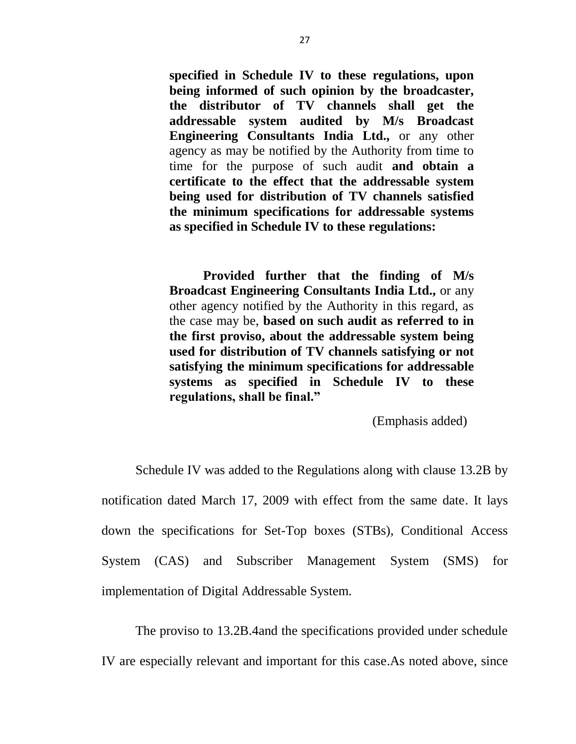> **specified in Schedule IV to these regulations, upon being informed of such opinion by the broadcaster, the distributor of TV channels shall get the addressable system audited by M/s Broadcast Engineering Consultants India Ltd.,** or any other agency as may be notified by the Authority from time to time for the purpose of such audit **and obtain a certificate to the effect that the addressable system being used for distribution of TV channels satisfied the minimum specifications for addressable systems as specified in Schedule IV to these regulations:**
>
> **Provided further that the finding of M/s Broadcast Engineering Consultants India Ltd.,** or any other agency notified by the Authority in this regard, as the case may be, **based on such audit as referred to in the first proviso, about the addressable system being used for distribution of TV channels satisfying or not satisfying the minimum specifications for addressable systems as specified in Schedule IV to these regulations, shall be final."**
>
> (Emphasis added)

Schedule IV was added to the Regulations along with clause 13.2B by notification dated March 17, 2009 with effect from the same date. It lays down the specifications for Set-Top boxes (STBs), Conditional Access System (CAS) and Subscriber Management System (SMS) for implementation of Digital Addressable System.

The proviso to 13.2B.4and the specifications provided under schedule IV are especially relevant and important for this case.As noted above, since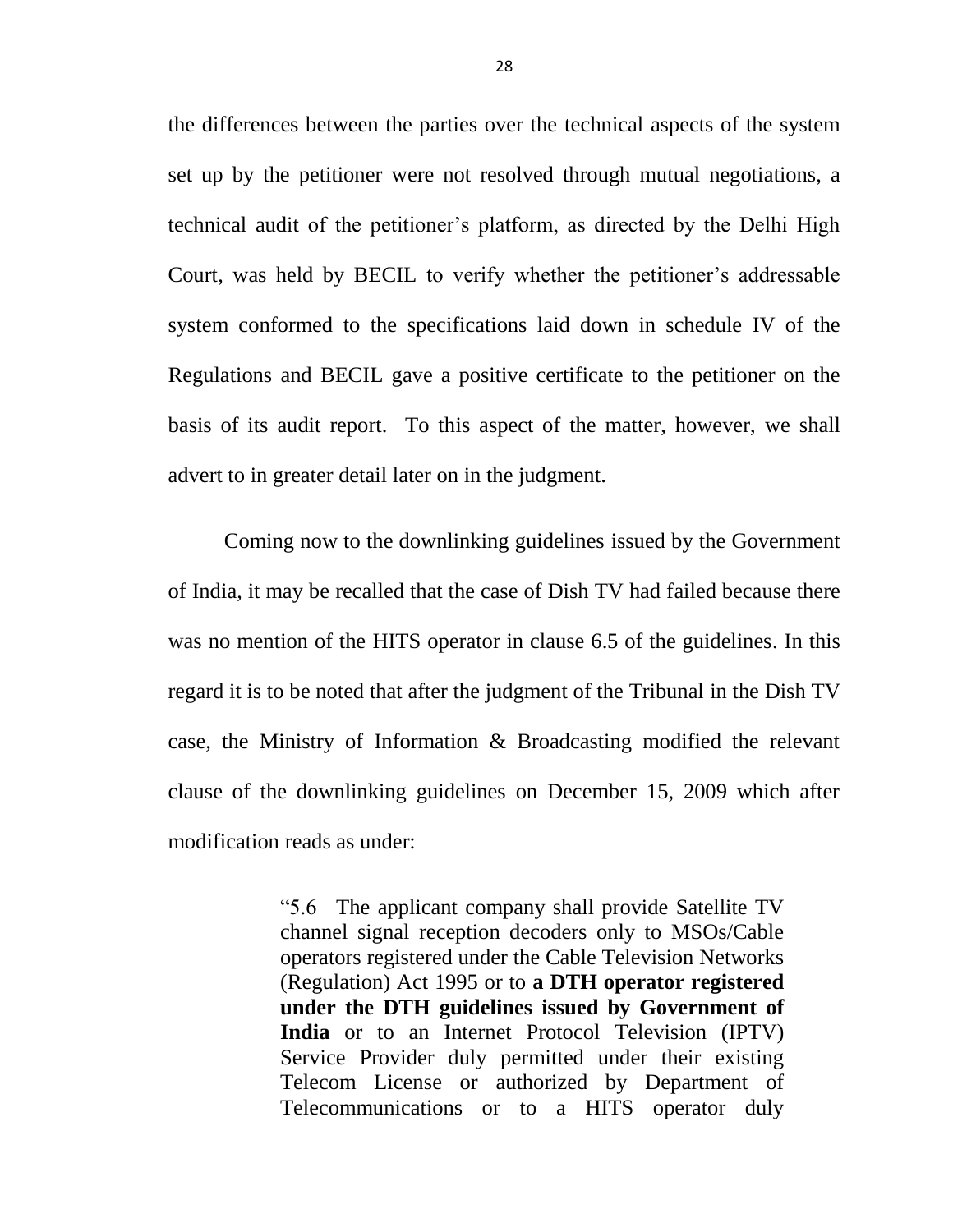the differences between the parties over the technical aspects of the system set up by the petitioner were not resolved through mutual negotiations, a technical audit of the petitioner's platform, as directed by the Delhi High Court, was held by BECIL to verify whether the petitioner's addressable system conformed to the specifications laid down in schedule IV of the Regulations and BECIL gave a positive certificate to the petitioner on the basis of its audit report. To this aspect of the matter, however, we shall advert to in greater detail later on in the judgment.

Coming now to the downlinking guidelines issued by the Government of India, it may be recalled that the case of Dish TV had failed because there was no mention of the HITS operator in clause 6.5 of the guidelines. In this regard it is to be noted that after the judgment of the Tribunal in the Dish TV case, the Ministry of Information & Broadcasting modified the relevant clause of the downlinking guidelines on December 15, 2009 which after modification reads as under:

> "5.6 The applicant company shall provide Satellite TV channel signal reception decoders only to MSOs/Cable operators registered under the Cable Television Networks (Regulation) Act 1995 or to **a DTH operator registered under the DTH guidelines issued by Government of India** or to an Internet Protocol Television (IPTV) Service Provider duly permitted under their existing Telecom License or authorized by Department of Telecommunications or to a HITS operator duly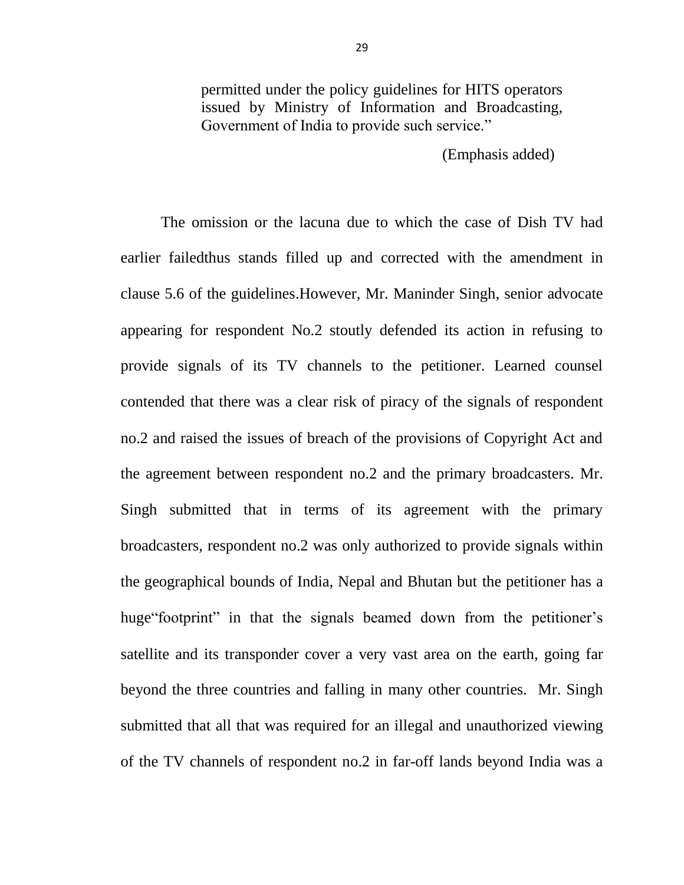> permitted under the policy guidelines for HITS operators issued by Ministry of Information and Broadcasting, Government of India to provide such service.”
>
> (Emphasis added)

The omission or the lacuna due to which the case of Dish TV had earlier failedthus stands filled up and corrected with the amendment in clause 5.6 of the guidelines.However, Mr. Maninder Singh, senior advocate appearing for respondent No.2 stoutly defended its action in refusing to provide signals of its TV channels to the petitioner. Learned counsel contended that there was a clear risk of piracy of the signals of respondent no.2 and raised the issues of breach of the provisions of Copyright Act and the agreement between respondent no.2 and the primary broadcasters. Mr. Singh submitted that in terms of its agreement with the primary broadcasters, respondent no.2 was only authorized to provide signals within the geographical bounds of India, Nepal and Bhutan but the petitioner has a huge“footprint” in that the signals beamed down from the petitioner’s satellite and its transponder cover a very vast area on the earth, going far beyond the three countries and falling in many other countries. Mr. Singh submitted that all that was required for an illegal and unauthorized viewing of the TV channels of respondent no.2 in far-off lands beyond India was a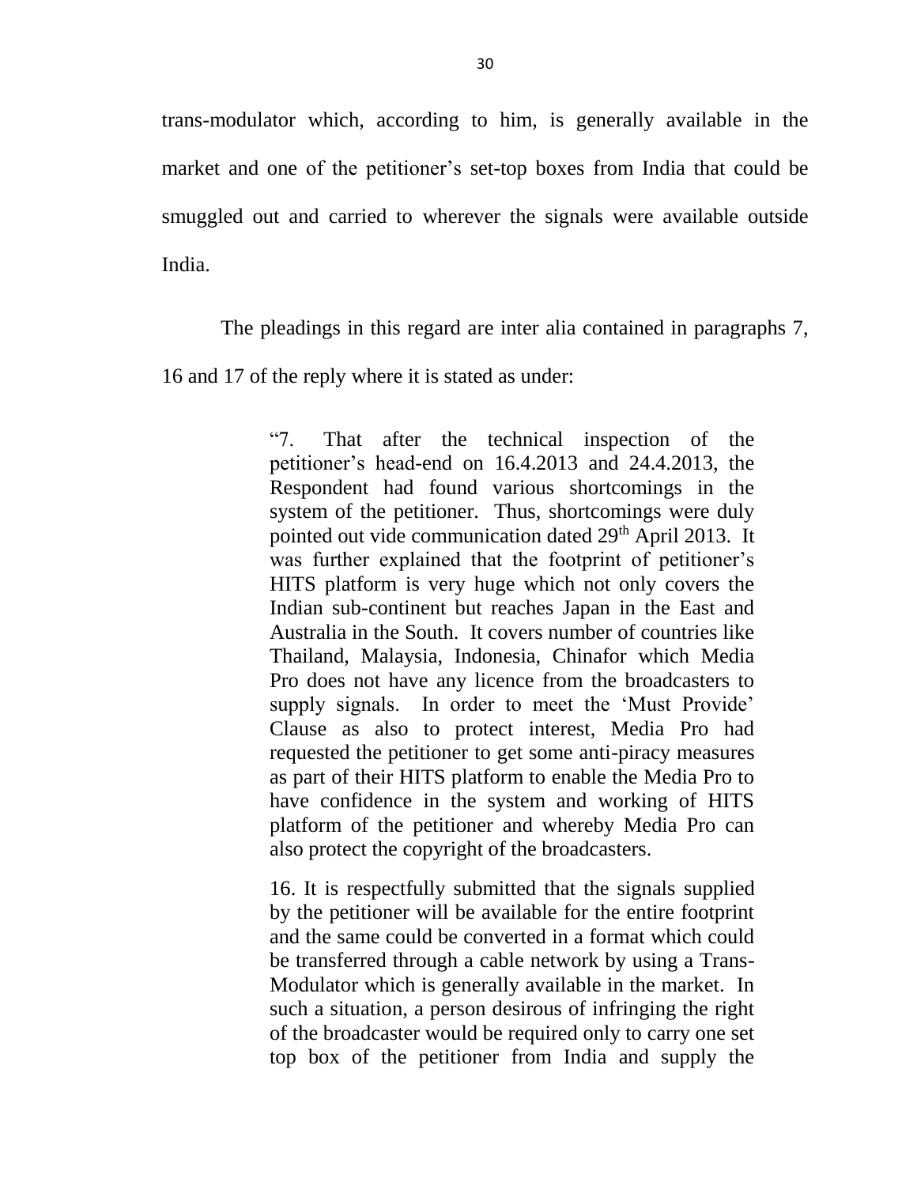trans-modulator which, according to him, is generally available in the market and one of the petitioner's set-top boxes from India that could be smuggled out and carried to wherever the signals were available outside India.

The pleadings in this regard are inter alia contained in paragraphs 7, 16 and 17 of the reply where it is stated as under:

> "7. That after the technical inspection of the petitioner's head-end on 16.4.2013 and 24.4.2013, the Respondent had found various shortcomings in the system of the petitioner. Thus, shortcomings were duly pointed out vide communication dated 29th April 2013. It was further explained that the footprint of petitioner's HITS platform is very huge which not only covers the Indian sub-continent but reaches Japan in the East and Australia in the South. It covers number of countries like Thailand, Malaysia, Indonesia, Chinafor which Media Pro does not have any licence from the broadcasters to supply signals. In order to meet the 'Must Provide' Clause as also to protect interest, Media Pro had requested the petitioner to get some anti-piracy measures as part of their HITS platform to enable the Media Pro to have confidence in the system and working of HITS platform of the petitioner and whereby Media Pro can also protect the copyright of the broadcasters.
>
> 16. It is respectfully submitted that the signals supplied by the petitioner will be available for the entire footprint and the same could be converted in a format which could be transferred through a cable network by using a Trans-Modulator which is generally available in the market. In such a situation, a person desirous of infringing the right of the broadcaster would be required only to carry one set top box of the petitioner from India and supply the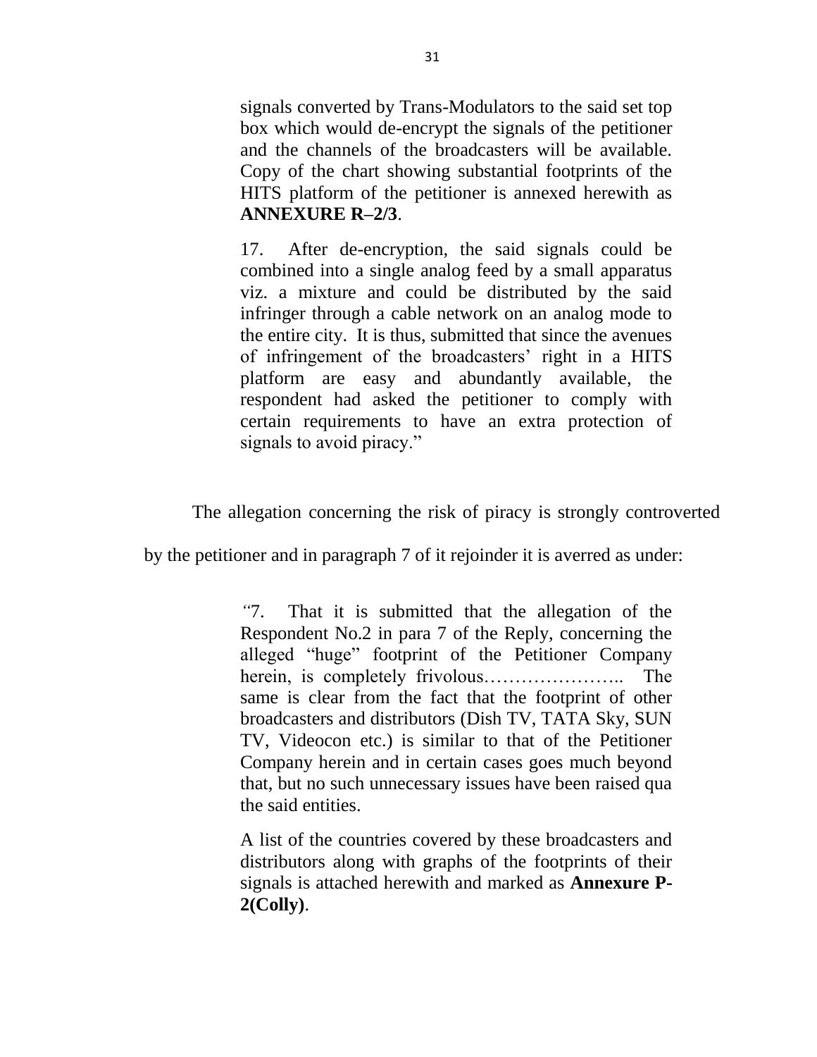> signals converted by Trans-Modulators to the said set top box which would de-encrypt the signals of the petitioner and the channels of the broadcasters will be available. Copy of the chart showing substantial footprints of the HITS platform of the petitioner is annexed herewith as **ANNEXURE R–2/3**.
>
> 17. After de-encryption, the said signals could be combined into a single analog feed by a small apparatus viz. a mixture and could be distributed by the said infringer through a cable network on an analog mode to the entire city. It is thus, submitted that since the avenues of infringement of the broadcasters' right in a HITS platform are easy and abundantly available, the respondent had asked the petitioner to comply with certain requirements to have an extra protection of signals to avoid piracy."

The allegation concerning the risk of piracy is strongly controverted by the petitioner and in paragraph 7 of it rejoinder it is averred as under:

> "7. That it is submitted that the allegation of the Respondent No.2 in para 7 of the Reply, concerning the alleged "huge" footprint of the Petitioner Company herein, is completely frivolous………………….. The same is clear from the fact that the footprint of other broadcasters and distributors (Dish TV, TATA Sky, SUN TV, Videocon etc.) is similar to that of the Petitioner Company herein and in certain cases goes much beyond that, but no such unnecessary issues have been raised qua the said entities.
>
> A list of the countries covered by these broadcasters and distributors along with graphs of the footprints of their signals is attached herewith and marked as **Annexure P-2(Colly)**.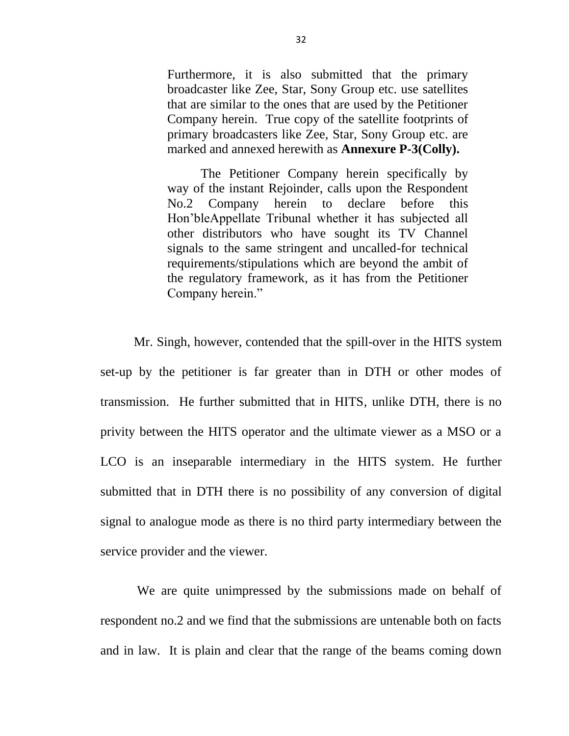> Furthermore, it is also submitted that the primary broadcaster like Zee, Star, Sony Group etc. use satellites that are similar to the ones that are used by the Petitioner Company herein. True copy of the satellite footprints of primary broadcasters like Zee, Star, Sony Group etc. are marked and annexed herewith as **Annexure P-3(Colly).**
>
> The Petitioner Company herein specifically by way of the instant Rejoinder, calls upon the Respondent No.2 Company herein to declare before this Hon'bleAppellate Tribunal whether it has subjected all other distributors who have sought its TV Channel signals to the same stringent and uncalled-for technical requirements/stipulations which are beyond the ambit of the regulatory framework, as it has from the Petitioner Company herein."

Mr. Singh, however, contended that the spill-over in the HITS system set-up by the petitioner is far greater than in DTH or other modes of transmission. He further submitted that in HITS, unlike DTH, there is no privity between the HITS operator and the ultimate viewer as a MSO or a LCO is an inseparable intermediary in the HITS system. He further submitted that in DTH there is no possibility of any conversion of digital signal to analogue mode as there is no third party intermediary between the service provider and the viewer.

We are quite unimpressed by the submissions made on behalf of respondent no.2 and we find that the submissions are untenable both on facts and in law. It is plain and clear that the range of the beams coming down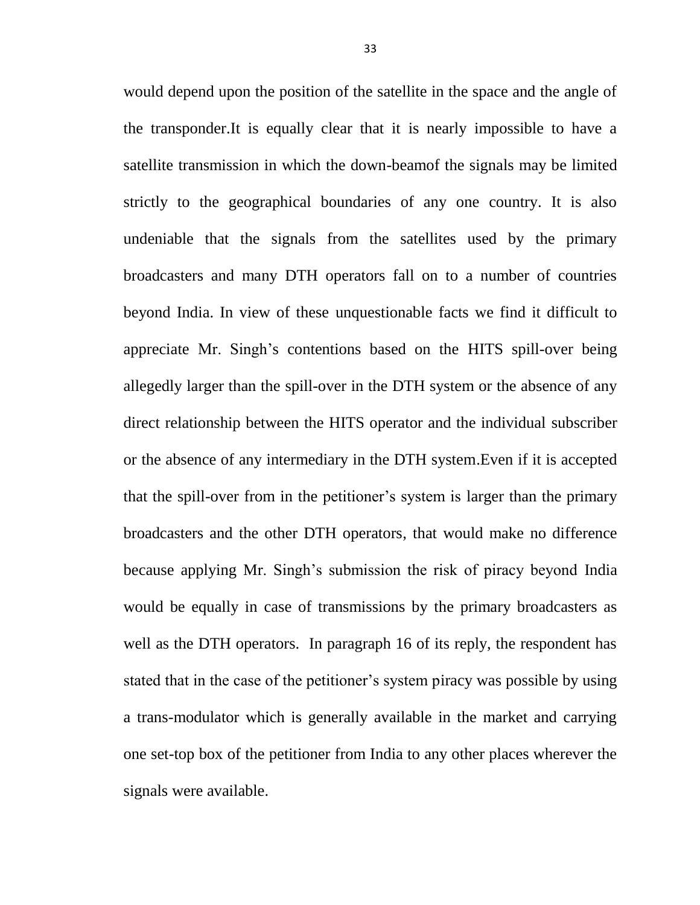would depend upon the position of the satellite in the space and the angle of the transponder.It is equally clear that it is nearly impossible to have a satellite transmission in which the down-beamof the signals may be limited strictly to the geographical boundaries of any one country. It is also undeniable that the signals from the satellites used by the primary broadcasters and many DTH operators fall on to a number of countries beyond India. In view of these unquestionable facts we find it difficult to appreciate Mr. Singh's contentions based on the HITS spill-over being allegedly larger than the spill-over in the DTH system or the absence of any direct relationship between the HITS operator and the individual subscriber or the absence of any intermediary in the DTH system.Even if it is accepted that the spill-over from in the petitioner's system is larger than the primary broadcasters and the other DTH operators, that would make no difference because applying Mr. Singh's submission the risk of piracy beyond India would be equally in case of transmissions by the primary broadcasters as well as the DTH operators. In paragraph 16 of its reply, the respondent has stated that in the case of the petitioner's system piracy was possible by using a trans-modulator which is generally available in the market and carrying one set-top box of the petitioner from India to any other places wherever the signals were available.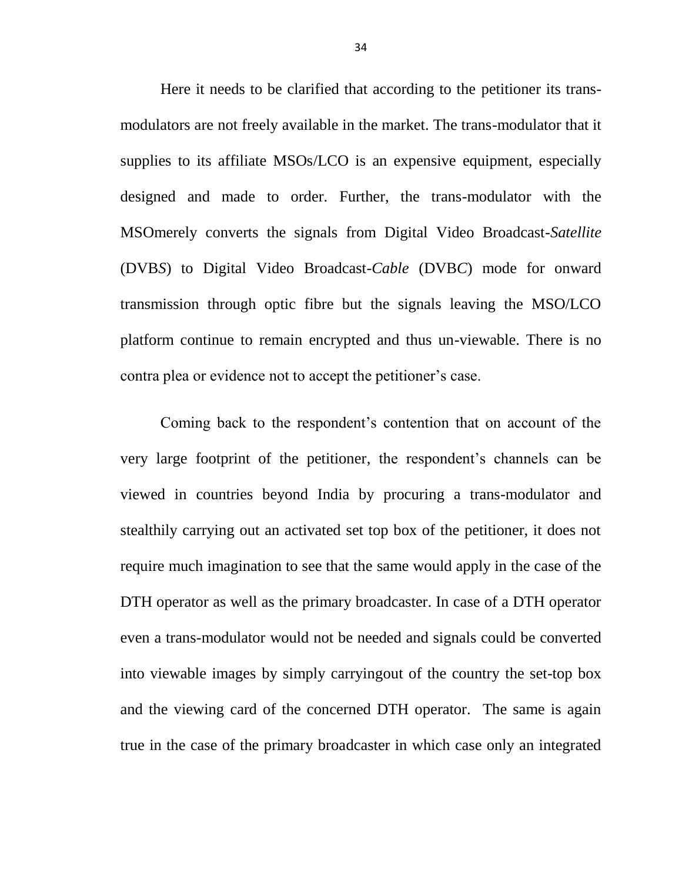Here it needs to be clarified that according to the petitioner its trans-modulators are not freely available in the market. The trans-modulator that it supplies to its affiliate MSOs/LCO is an expensive equipment, especially designed and made to order. Further, the trans-modulator with the MSOmerely converts the signals from Digital Video Broadcast-*Satellite* (DVB*S*) to Digital Video Broadcast-*Cable* (DVB*C*) mode for onward transmission through optic fibre but the signals leaving the MSO/LCO platform continue to remain encrypted and thus un-viewable. There is no contra plea or evidence not to accept the petitioner's case.

Coming back to the respondent's contention that on account of the very large footprint of the petitioner, the respondent's channels can be viewed in countries beyond India by procuring a trans-modulator and stealthily carrying out an activated set top box of the petitioner, it does not require much imagination to see that the same would apply in the case of the DTH operator as well as the primary broadcaster. In case of a DTH operator even a trans-modulator would not be needed and signals could be converted into viewable images by simply carryingout of the country the set-top box and the viewing card of the concerned DTH operator. The same is again true in the case of the primary broadcaster in which case only an integrated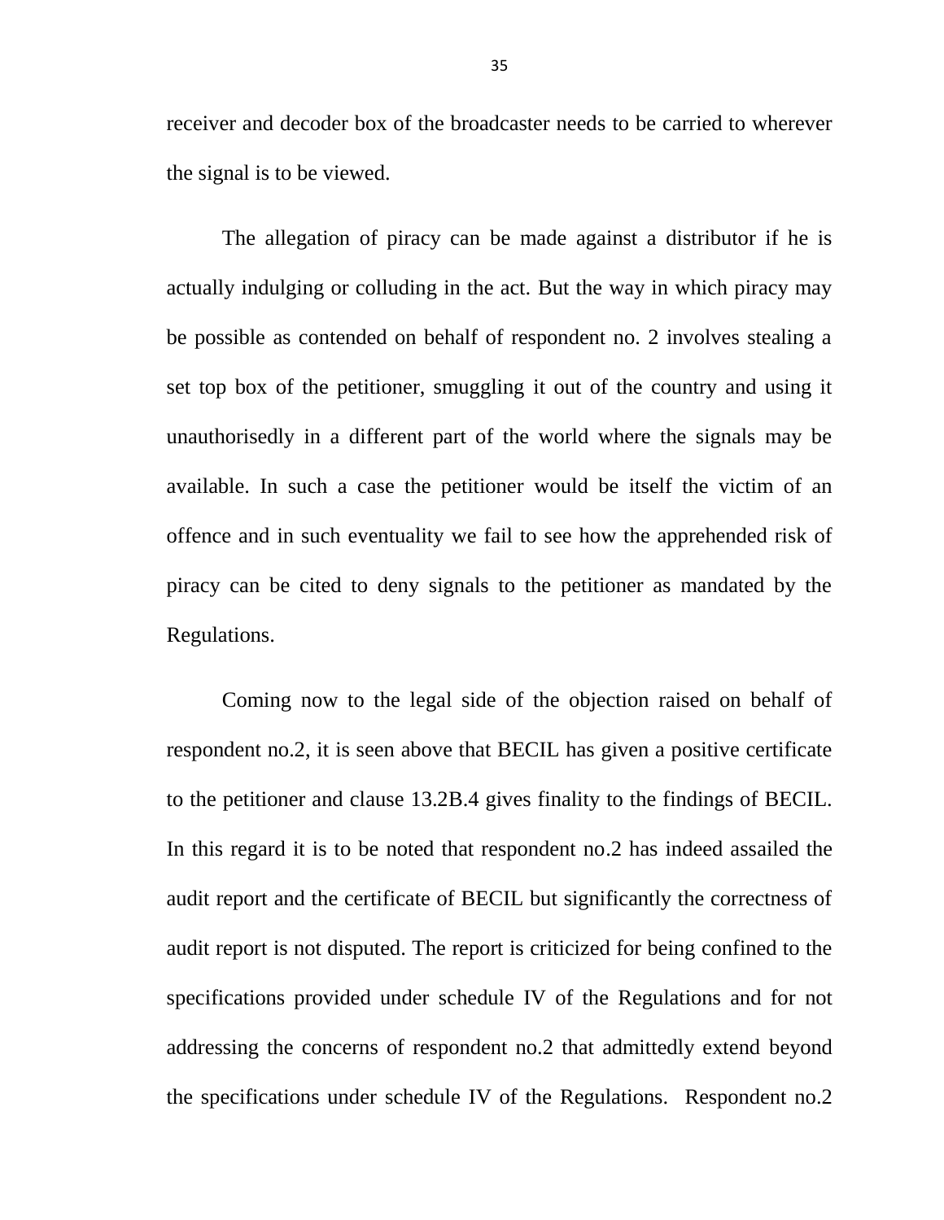receiver and decoder box of the broadcaster needs to be carried to wherever the signal is to be viewed.

The allegation of piracy can be made against a distributor if he is actually indulging or colluding in the act. But the way in which piracy may be possible as contended on behalf of respondent no. 2 involves stealing a set top box of the petitioner, smuggling it out of the country and using it unauthorisedly in a different part of the world where the signals may be available. In such a case the petitioner would be itself the victim of an offence and in such eventuality we fail to see how the apprehended risk of piracy can be cited to deny signals to the petitioner as mandated by the Regulations.

Coming now to the legal side of the objection raised on behalf of respondent no.2, it is seen above that BECIL has given a positive certificate to the petitioner and clause 13.2B.4 gives finality to the findings of BECIL. In this regard it is to be noted that respondent no.2 has indeed assailed the audit report and the certificate of BECIL but significantly the correctness of audit report is not disputed. The report is criticized for being confined to the specifications provided under schedule IV of the Regulations and for not addressing the concerns of respondent no.2 that admittedly extend beyond the specifications under schedule IV of the Regulations. Respondent no.2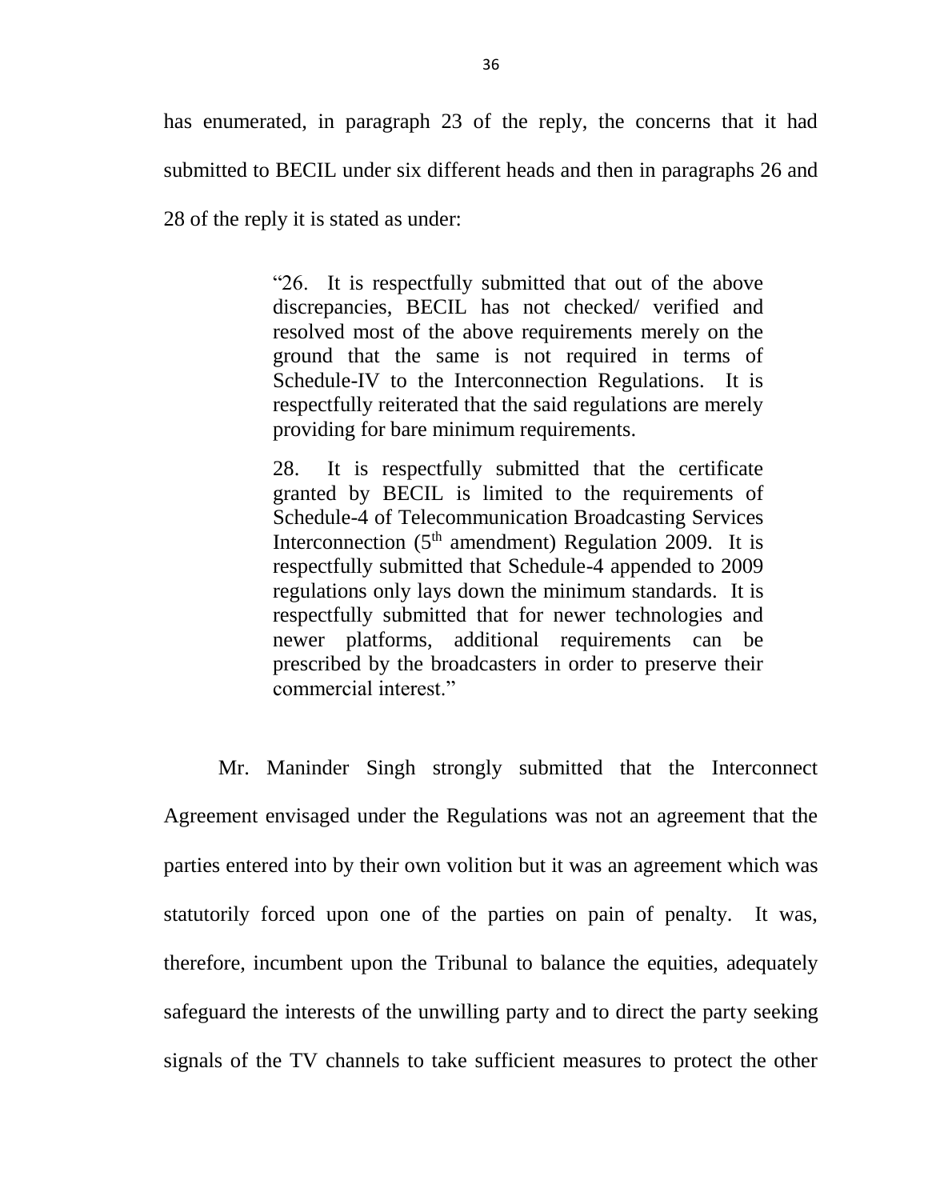has enumerated, in paragraph 23 of the reply, the concerns that it had submitted to BECIL under six different heads and then in paragraphs 26 and 28 of the reply it is stated as under:

> "26. It is respectfully submitted that out of the above discrepancies, BECIL has not checked/ verified and resolved most of the above requirements merely on the ground that the same is not required in terms of Schedule-IV to the Interconnection Regulations. It is respectfully reiterated that the said regulations are merely providing for bare minimum requirements.
>
> 28. It is respectfully submitted that the certificate granted by BECIL is limited to the requirements of Schedule-4 of Telecommunication Broadcasting Services Interconnection (5th amendment) Regulation 2009. It is respectfully submitted that Schedule-4 appended to 2009 regulations only lays down the minimum standards. It is respectfully submitted that for newer technologies and newer platforms, additional requirements can be prescribed by the broadcasters in order to preserve their commercial interest."

Mr. Maninder Singh strongly submitted that the Interconnect Agreement envisaged under the Regulations was not an agreement that the parties entered into by their own volition but it was an agreement which was statutorily forced upon one of the parties on pain of penalty. It was, therefore, incumbent upon the Tribunal to balance the equities, adequately safeguard the interests of the unwilling party and to direct the party seeking signals of the TV channels to take sufficient measures to protect the other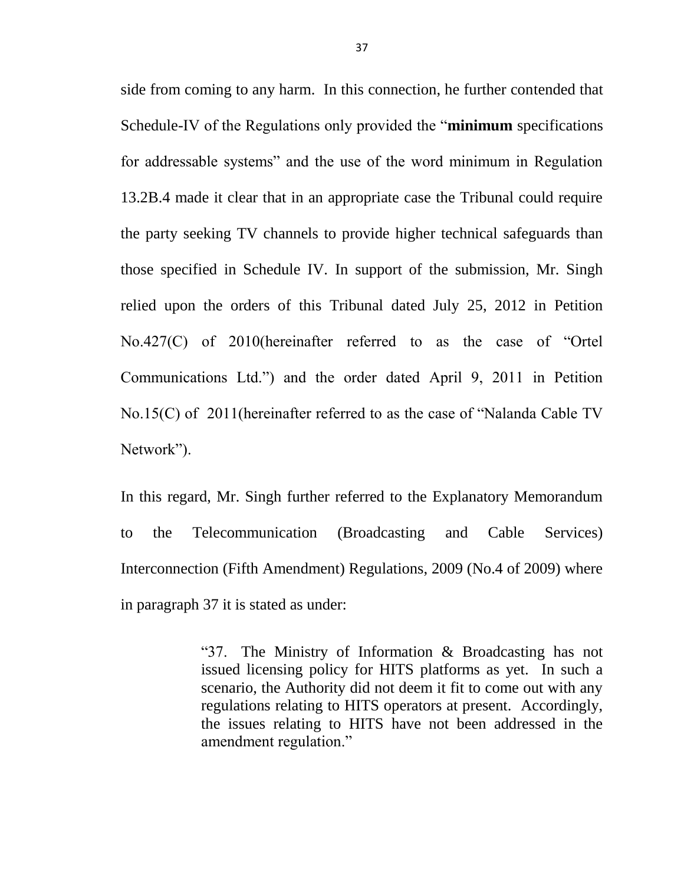side from coming to any harm. In this connection, he further contended that Schedule-IV of the Regulations only provided the "**minimum** specifications for addressable systems" and the use of the word minimum in Regulation 13.2B.4 made it clear that in an appropriate case the Tribunal could require the party seeking TV channels to provide higher technical safeguards than those specified in Schedule IV. In support of the submission, Mr. Singh relied upon the orders of this Tribunal dated July 25, 2012 in Petition No.427(C) of 2010(hereinafter referred to as the case of "Ortel Communications Ltd.") and the order dated April 9, 2011 in Petition No.15(C) of 2011(hereinafter referred to as the case of "Nalanda Cable TV Network").

In this regard, Mr. Singh further referred to the Explanatory Memorandum to the Telecommunication (Broadcasting and Cable Services) Interconnection (Fifth Amendment) Regulations, 2009 (No.4 of 2009) where in paragraph 37 it is stated as under:

> "37. The Ministry of Information & Broadcasting has not issued licensing policy for HITS platforms as yet. In such a scenario, the Authority did not deem it fit to come out with any regulations relating to HITS operators at present. Accordingly, the issues relating to HITS have not been addressed in the amendment regulation."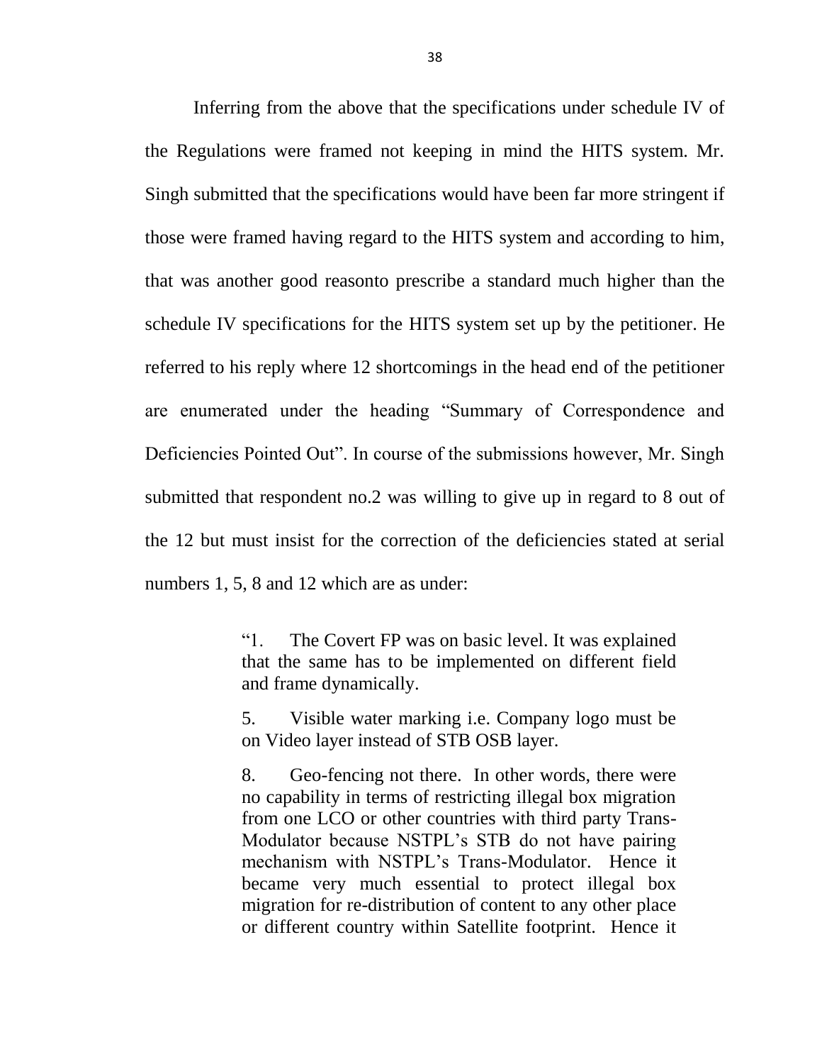Inferring from the above that the specifications under schedule IV of the Regulations were framed not keeping in mind the HITS system. Mr. Singh submitted that the specifications would have been far more stringent if those were framed having regard to the HITS system and according to him, that was another good reasonto prescribe a standard much higher than the schedule IV specifications for the HITS system set up by the petitioner. He referred to his reply where 12 shortcomings in the head end of the petitioner are enumerated under the heading "Summary of Correspondence and Deficiencies Pointed Out". In course of the submissions however, Mr. Singh submitted that respondent no.2 was willing to give up in regard to 8 out of the 12 but must insist for the correction of the deficiencies stated at serial numbers 1, 5, 8 and 12 which are as under:

> "1. The Covert FP was on basic level. It was explained that the same has to be implemented on different field and frame dynamically.
>
> 5. Visible water marking i.e. Company logo must be on Video layer instead of STB OSB layer.
>
> 8. Geo-fencing not there. In other words, there were no capability in terms of restricting illegal box migration from one LCO or other countries with third party Trans-Modulator because NSTPL's STB do not have pairing mechanism with NSTPL's Trans-Modulator. Hence it became very much essential to protect illegal box migration for re-distribution of content to any other place or different country within Satellite footprint. Hence it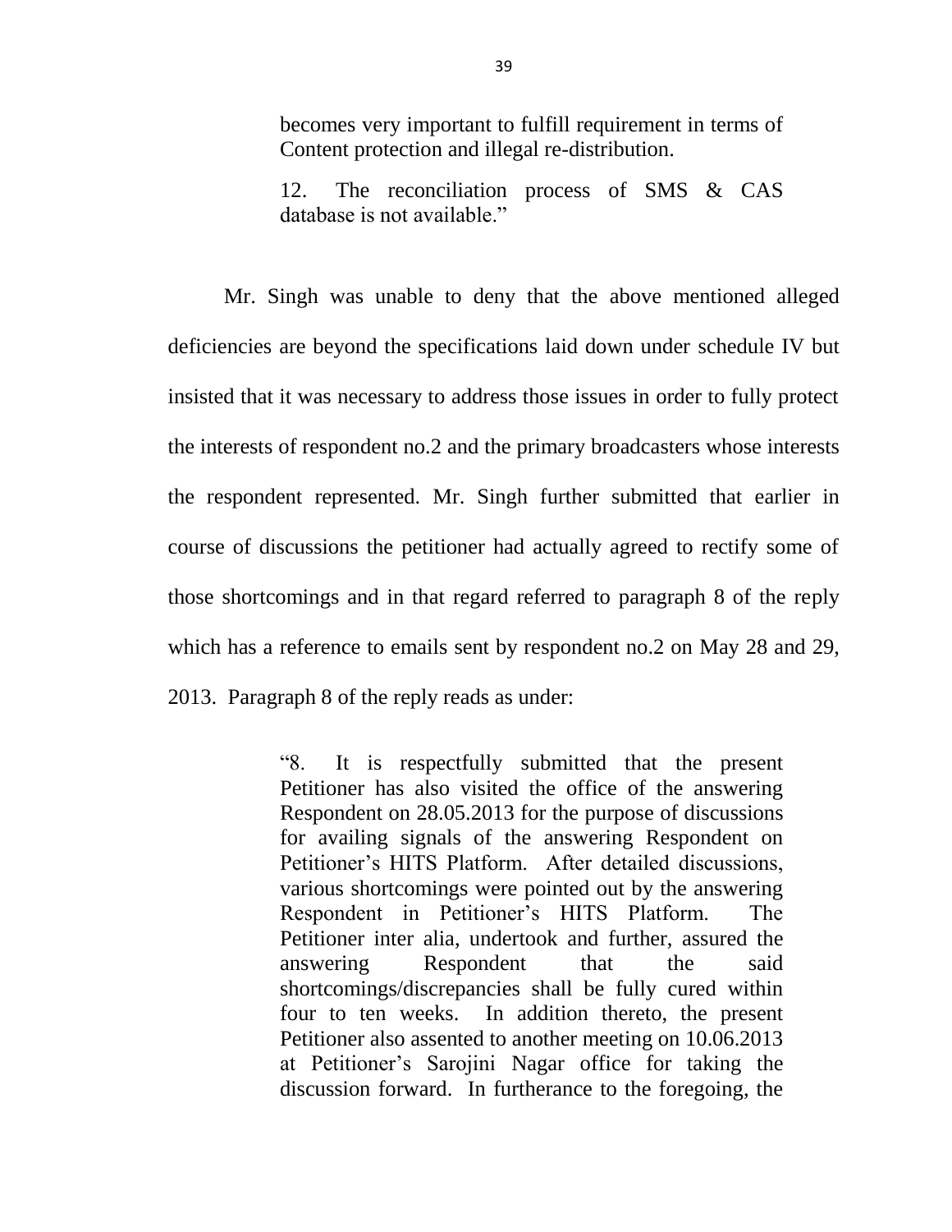> becomes very important to fulfill requirement in terms of Content protection and illegal re-distribution.
>
> 12. The reconciliation process of SMS & CAS database is not available."

Mr. Singh was unable to deny that the above mentioned alleged deficiencies are beyond the specifications laid down under schedule IV but insisted that it was necessary to address those issues in order to fully protect the interests of respondent no.2 and the primary broadcasters whose interests the respondent represented. Mr. Singh further submitted that earlier in course of discussions the petitioner had actually agreed to rectify some of those shortcomings and in that regard referred to paragraph 8 of the reply which has a reference to emails sent by respondent no.2 on May 28 and 29, 2013. Paragraph 8 of the reply reads as under:

> "8. It is respectfully submitted that the present Petitioner has also visited the office of the answering Respondent on 28.05.2013 for the purpose of discussions for availing signals of the answering Respondent on Petitioner's HITS Platform. After detailed discussions, various shortcomings were pointed out by the answering Respondent in Petitioner's HITS Platform. The Petitioner inter alia, undertook and further, assured the answering Respondent that the said shortcomings/discrepancies shall be fully cured within four to ten weeks. In addition thereto, the present Petitioner also assented to another meeting on 10.06.2013 at Petitioner's Sarojini Nagar office for taking the discussion forward. In furtherance to the foregoing, the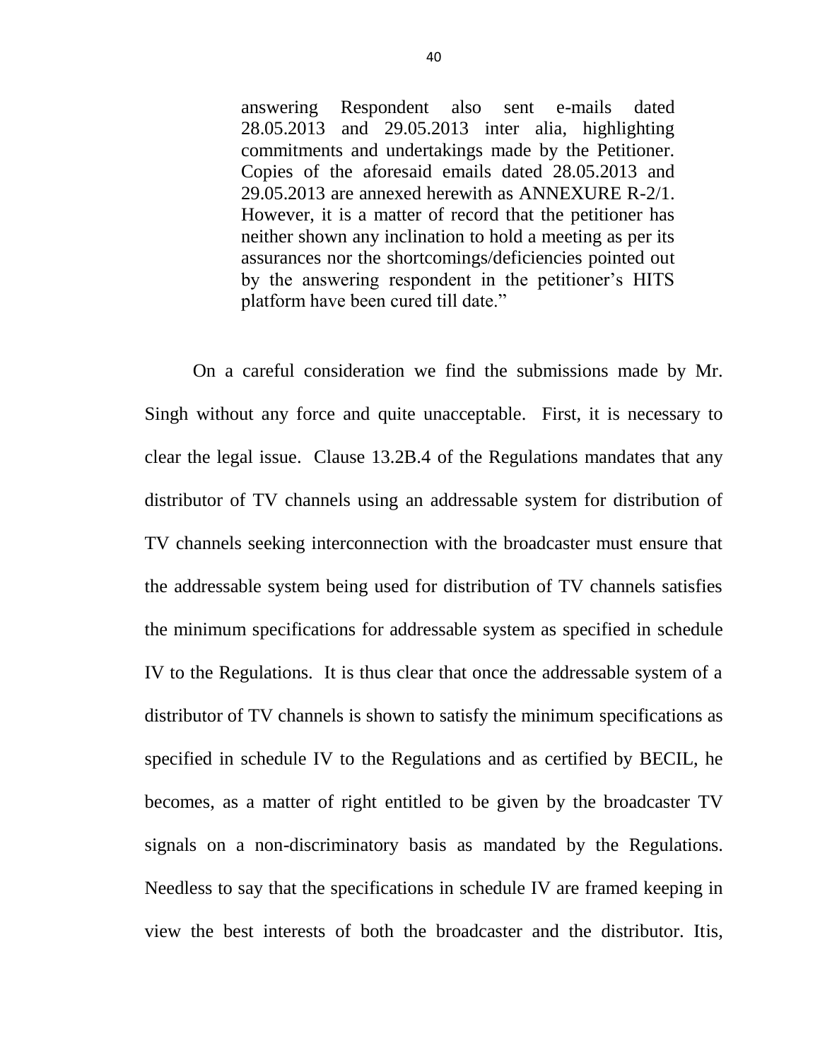> answering Respondent also sent e-mails dated 28.05.2013 and 29.05.2013 inter alia, highlighting commitments and undertakings made by the Petitioner. Copies of the aforesaid emails dated 28.05.2013 and 29.05.2013 are annexed herewith as ANNEXURE R-2/1. However, it is a matter of record that the petitioner has neither shown any inclination to hold a meeting as per its assurances nor the shortcomings/deficiencies pointed out by the answering respondent in the petitioner's HITS platform have been cured till date."

On a careful consideration we find the submissions made by Mr. Singh without any force and quite unacceptable. First, it is necessary to clear the legal issue. Clause 13.2B.4 of the Regulations mandates that any distributor of TV channels using an addressable system for distribution of TV channels seeking interconnection with the broadcaster must ensure that the addressable system being used for distribution of TV channels satisfies the minimum specifications for addressable system as specified in schedule IV to the Regulations. It is thus clear that once the addressable system of a distributor of TV channels is shown to satisfy the minimum specifications as specified in schedule IV to the Regulations and as certified by BECIL, he becomes, as a matter of right entitled to be given by the broadcaster TV signals on a non-discriminatory basis as mandated by the Regulations. Needless to say that the specifications in schedule IV are framed keeping in view the best interests of both the broadcaster and the distributor. Itis,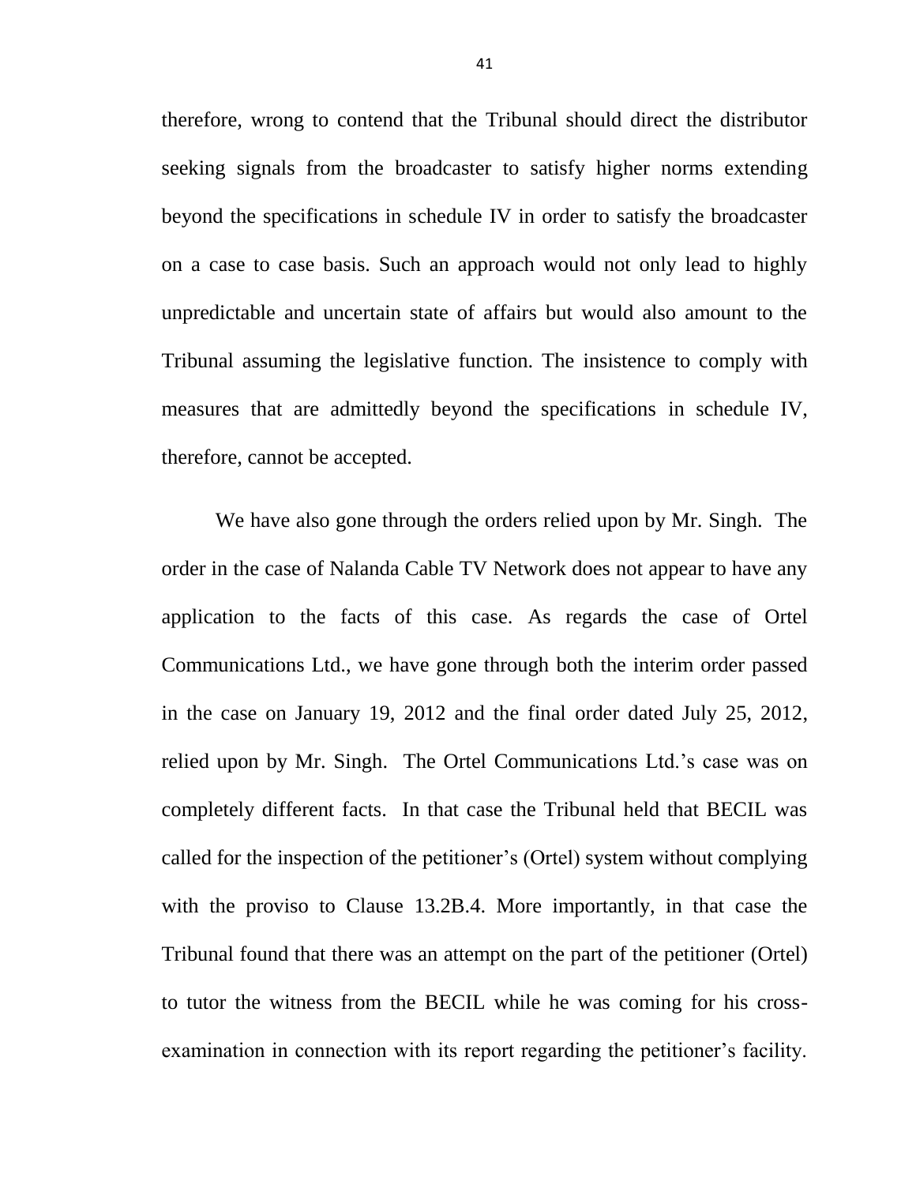therefore, wrong to contend that the Tribunal should direct the distributor seeking signals from the broadcaster to satisfy higher norms extending beyond the specifications in schedule IV in order to satisfy the broadcaster on a case to case basis. Such an approach would not only lead to highly unpredictable and uncertain state of affairs but would also amount to the Tribunal assuming the legislative function. The insistence to comply with measures that are admittedly beyond the specifications in schedule IV, therefore, cannot be accepted.

We have also gone through the orders relied upon by Mr. Singh. The order in the case of Nalanda Cable TV Network does not appear to have any application to the facts of this case. As regards the case of Ortel Communications Ltd., we have gone through both the interim order passed in the case on January 19, 2012 and the final order dated July 25, 2012, relied upon by Mr. Singh. The Ortel Communications Ltd.'s case was on completely different facts. In that case the Tribunal held that BECIL was called for the inspection of the petitioner's (Ortel) system without complying with the proviso to Clause 13.2B.4. More importantly, in that case the Tribunal found that there was an attempt on the part of the petitioner (Ortel) to tutor the witness from the BECIL while he was coming for his cross-examination in connection with its report regarding the petitioner's facility.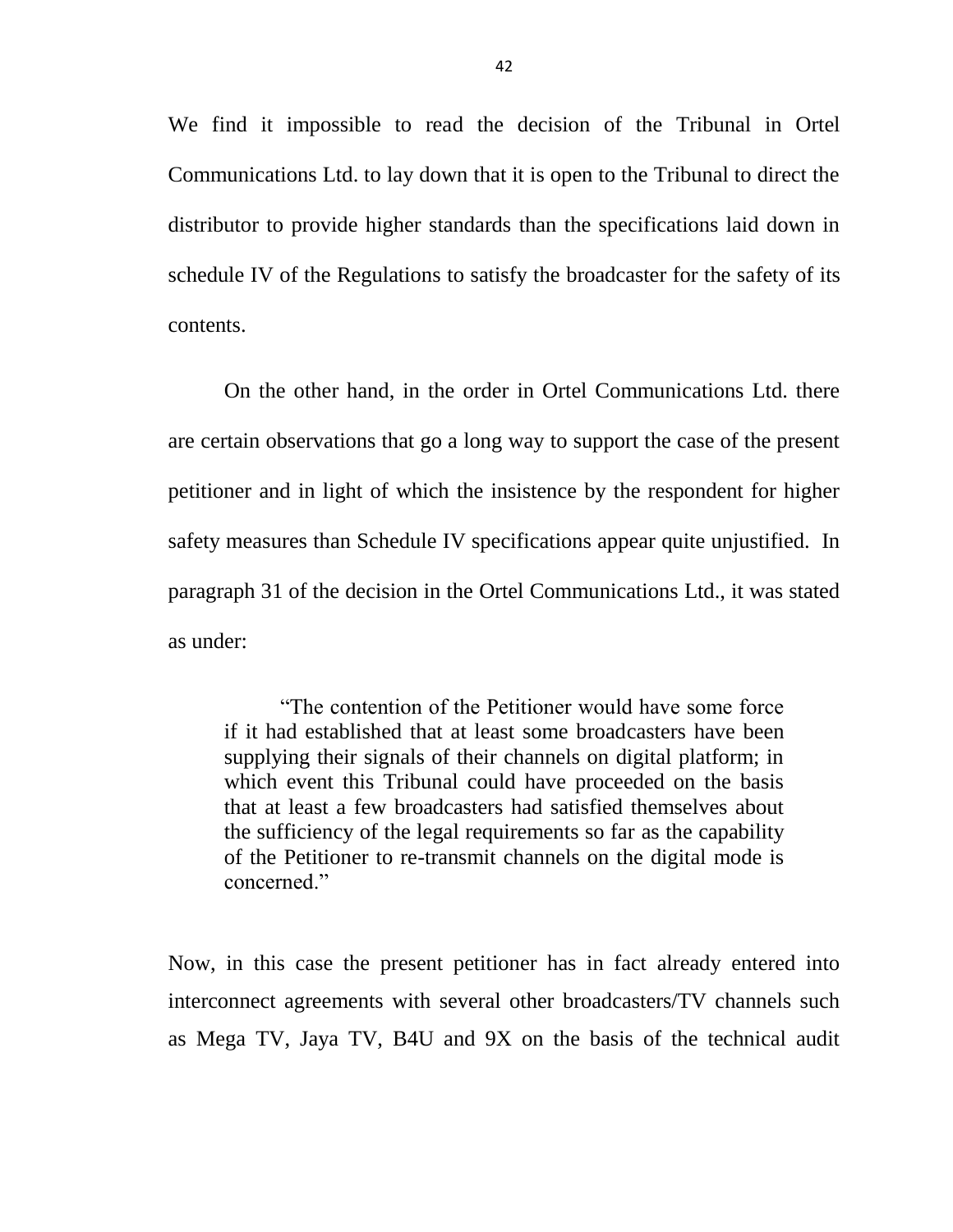We find it impossible to read the decision of the Tribunal in Ortel Communications Ltd. to lay down that it is open to the Tribunal to direct the distributor to provide higher standards than the specifications laid down in schedule IV of the Regulations to satisfy the broadcaster for the safety of its contents.

On the other hand, in the order in Ortel Communications Ltd. there are certain observations that go a long way to support the case of the present petitioner and in light of which the insistence by the respondent for higher safety measures than Schedule IV specifications appear quite unjustified. In paragraph 31 of the decision in the Ortel Communications Ltd., it was stated as under:

> "The contention of the Petitioner would have some force if it had established that at least some broadcasters have been supplying their signals of their channels on digital platform; in which event this Tribunal could have proceeded on the basis that at least a few broadcasters had satisfied themselves about the sufficiency of the legal requirements so far as the capability of the Petitioner to re-transmit channels on the digital mode is concerned."

Now, in this case the present petitioner has in fact already entered into interconnect agreements with several other broadcasters/TV channels such as Mega TV, Jaya TV, B4U and 9X on the basis of the technical audit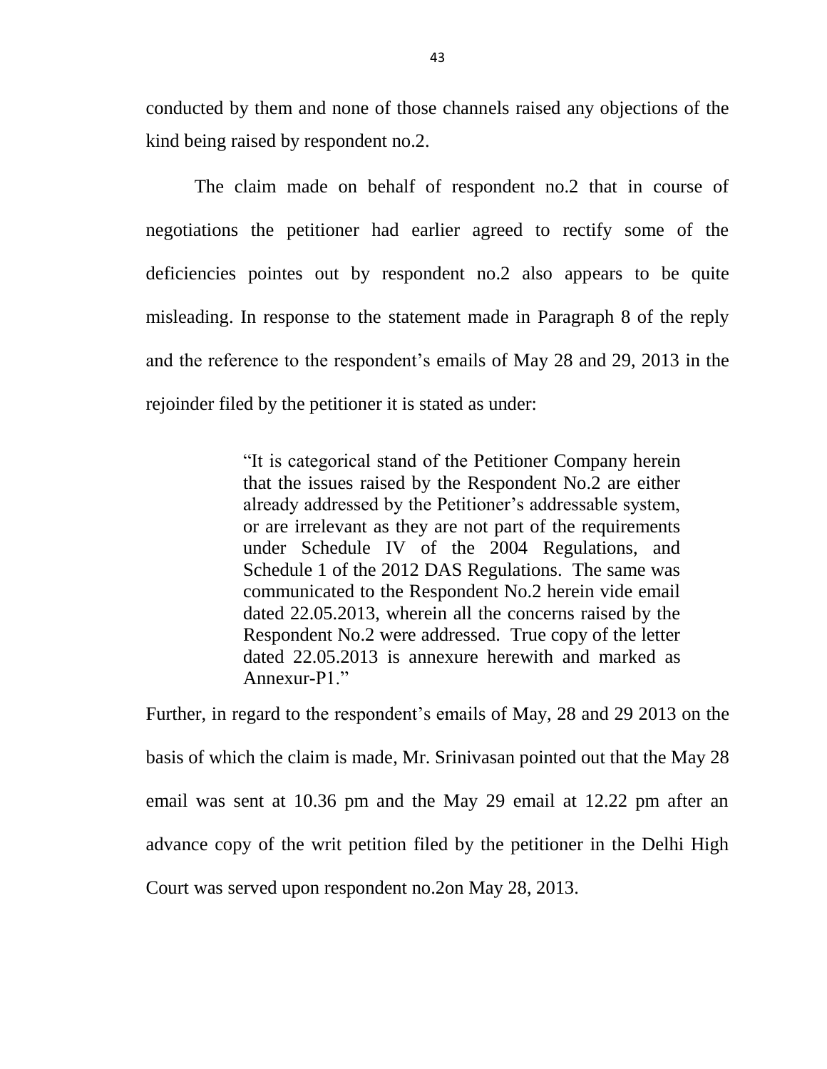conducted by them and none of those channels raised any objections of the kind being raised by respondent no.2.

The claim made on behalf of respondent no.2 that in course of negotiations the petitioner had earlier agreed to rectify some of the deficiencies pointes out by respondent no.2 also appears to be quite misleading. In response to the statement made in Paragraph 8 of the reply and the reference to the respondent's emails of May 28 and 29, 2013 in the rejoinder filed by the petitioner it is stated as under:

> "It is categorical stand of the Petitioner Company herein that the issues raised by the Respondent No.2 are either already addressed by the Petitioner's addressable system, or are irrelevant as they are not part of the requirements under Schedule IV of the 2004 Regulations, and Schedule 1 of the 2012 DAS Regulations. The same was communicated to the Respondent No.2 herein vide email dated 22.05.2013, wherein all the concerns raised by the Respondent No.2 were addressed. True copy of the letter dated 22.05.2013 is annexure herewith and marked as Annexur-P1."

Further, in regard to the respondent's emails of May, 28 and 29 2013 on the basis of which the claim is made, Mr. Srinivasan pointed out that the May 28 email was sent at 10.36 pm and the May 29 email at 12.22 pm after an advance copy of the writ petition filed by the petitioner in the Delhi High Court was served upon respondent no.2on May 28, 2013.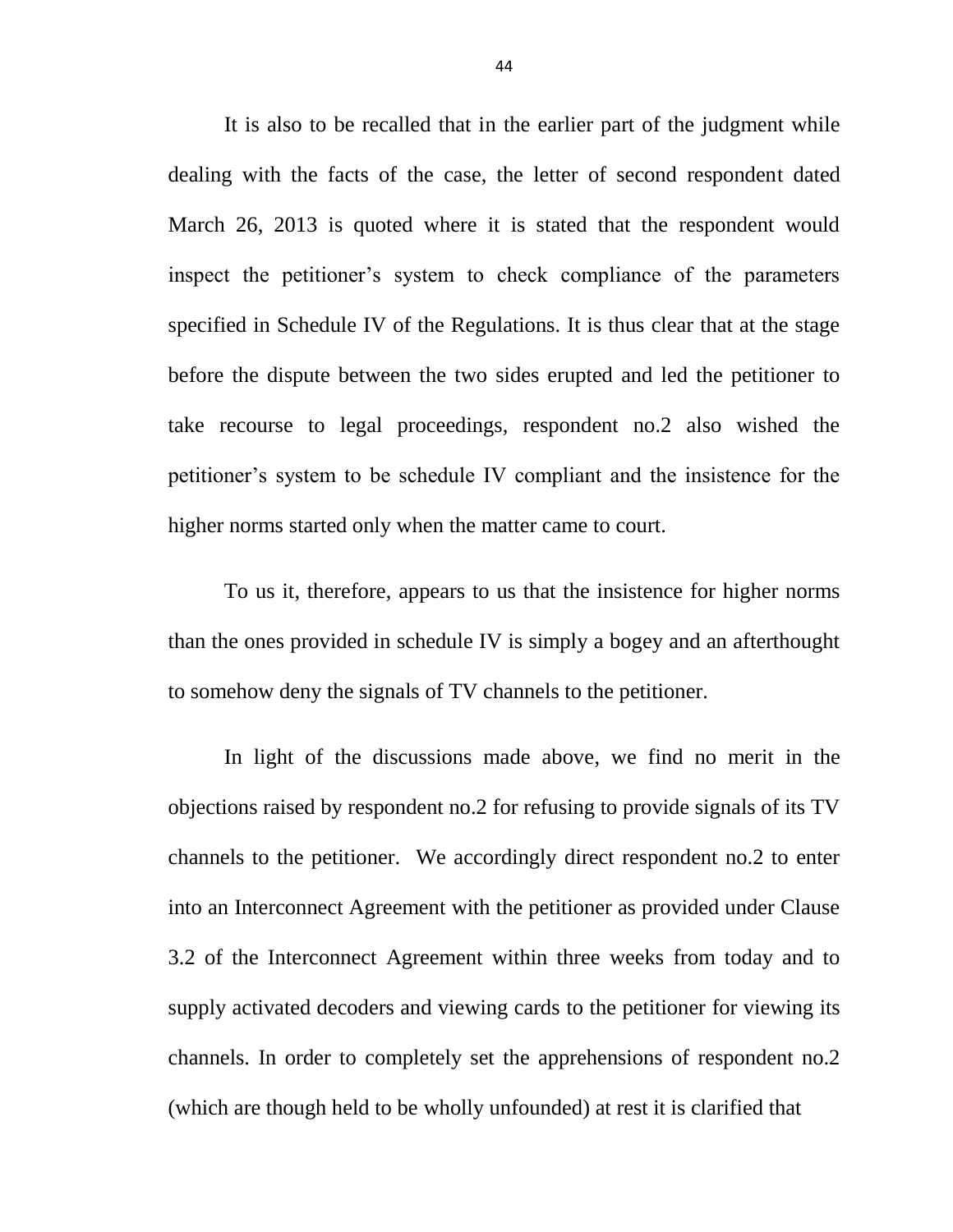It is also to be recalled that in the earlier part of the judgment while dealing with the facts of the case, the letter of second respondent dated March 26, 2013 is quoted where it is stated that the respondent would inspect the petitioner's system to check compliance of the parameters specified in Schedule IV of the Regulations. It is thus clear that at the stage before the dispute between the two sides erupted and led the petitioner to take recourse to legal proceedings, respondent no.2 also wished the petitioner's system to be schedule IV compliant and the insistence for the higher norms started only when the matter came to court.

To us it, therefore, appears to us that the insistence for higher norms than the ones provided in schedule IV is simply a bogey and an afterthought to somehow deny the signals of TV channels to the petitioner.

In light of the discussions made above, we find no merit in the objections raised by respondent no.2 for refusing to provide signals of its TV channels to the petitioner. We accordingly direct respondent no.2 to enter into an Interconnect Agreement with the petitioner as provided under Clause 3.2 of the Interconnect Agreement within three weeks from today and to supply activated decoders and viewing cards to the petitioner for viewing its channels. In order to completely set the apprehensions of respondent no.2 (which are though held to be wholly unfounded) at rest it is clarified that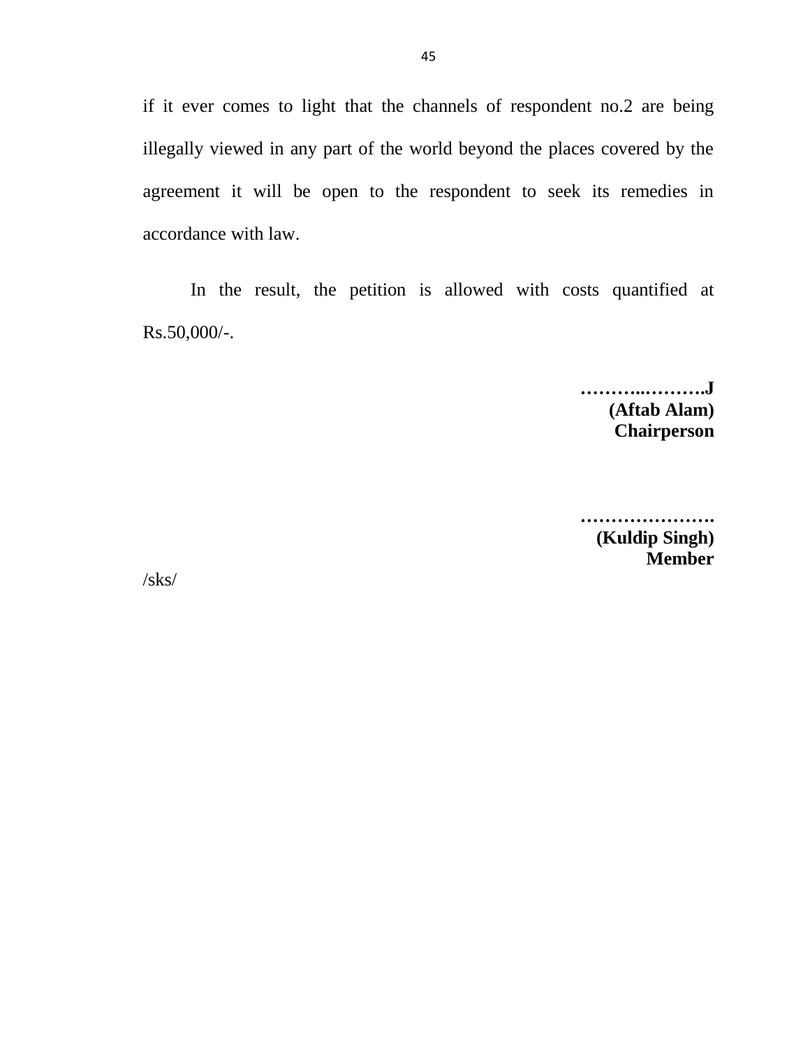if it ever comes to light that the channels of respondent no.2 are being illegally viewed in any part of the world beyond the places covered by the agreement it will be open to the respondent to seek its remedies in accordance with law.

In the result, the petition is allowed with costs quantified at Rs.50,000/-.

**………..……….J**
**(Aftab Alam)**
**Chairperson**

**………………….**
**(Kuldip Singh)**
**Member**

/sks/